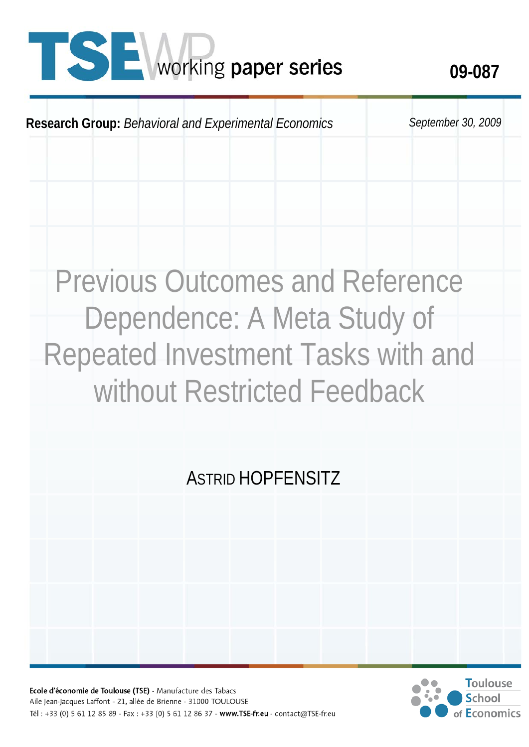# TSE working paper series

09-087

**Research Group:** *Behavioral and Experimental Economics*

*September 30, 2009*

# Previous Outcomes and Reference Dependence: A Meta Study of Repeated Investment Tasks with and without Restricted Feedback

ASTRID HOPFENSITZ

**Ecole d'économie de Toulouse (TSE)** - Manufacture des Tabacs
Aile Jean-Jacques Laffont - 21, allée de Brienne - 31000 TOULOUSE
Tél : +33 (0) 5 61 12 85 89 - Fax : +33 (0) 5 61 12 86 37 - **www.TSE-fr.eu** - contact@TSE-fr.eu

Toulouse School of Economics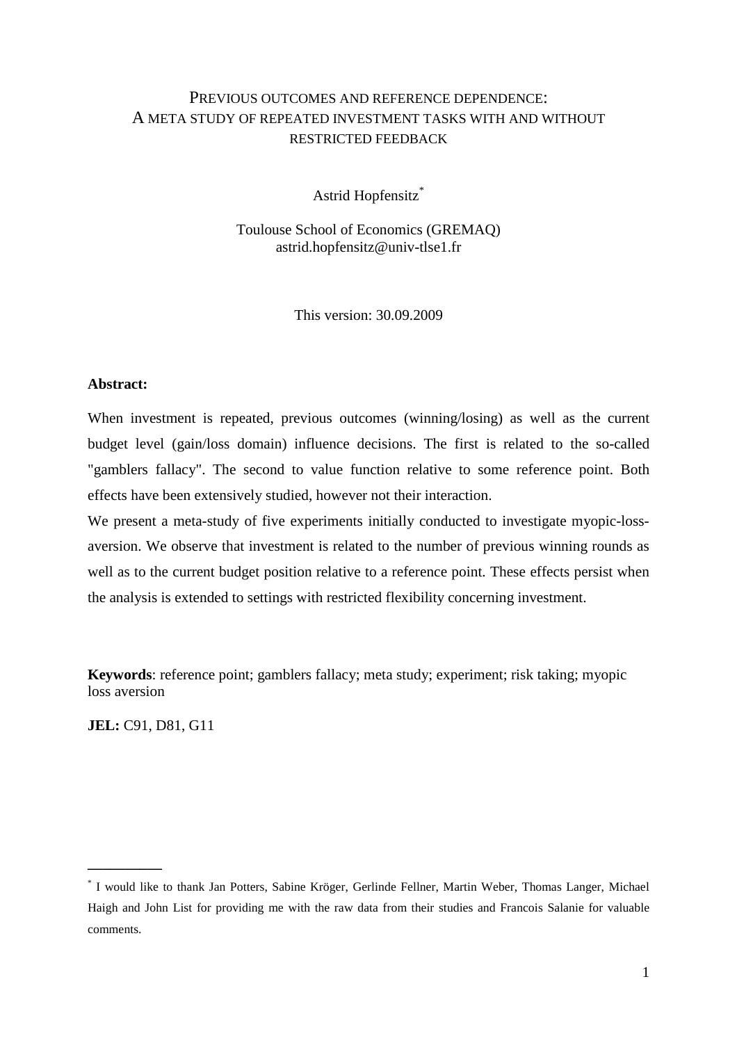# PREVIOUS OUTCOMES AND REFERENCE DEPENDENCE: A META STUDY OF REPEATED INVESTMENT TASKS WITH AND WITHOUT RESTRICTED FEEDBACK

Astrid Hopfensitz*

Toulouse School of Economics (GREMAQ)
astrid.hopfensitz@univ-tlse1.fr

This version: 30.09.2009

**Abstract:**

When investment is repeated, previous outcomes (winning/losing) as well as the current budget level (gain/loss domain) influence decisions. The first is related to the so-called "gamblers fallacy". The second to value function relative to some reference point. Both effects have been extensively studied, however not their interaction.

We present a meta-study of five experiments initially conducted to investigate myopic-loss-aversion. We observe that investment is related to the number of previous winning rounds as well as to the current budget position relative to a reference point. These effects persist when the analysis is extended to settings with restricted flexibility concerning investment.

**Keywords**: reference point; gamblers fallacy; meta study; experiment; risk taking; myopic loss aversion

**JEL:** C91, D81, G11

* I would like to thank Jan Potters, Sabine Kröger, Gerlinde Fellner, Martin Weber, Thomas Langer, Michael Haigh and John List for providing me with the raw data from their studies and Francois Salanie for valuable comments.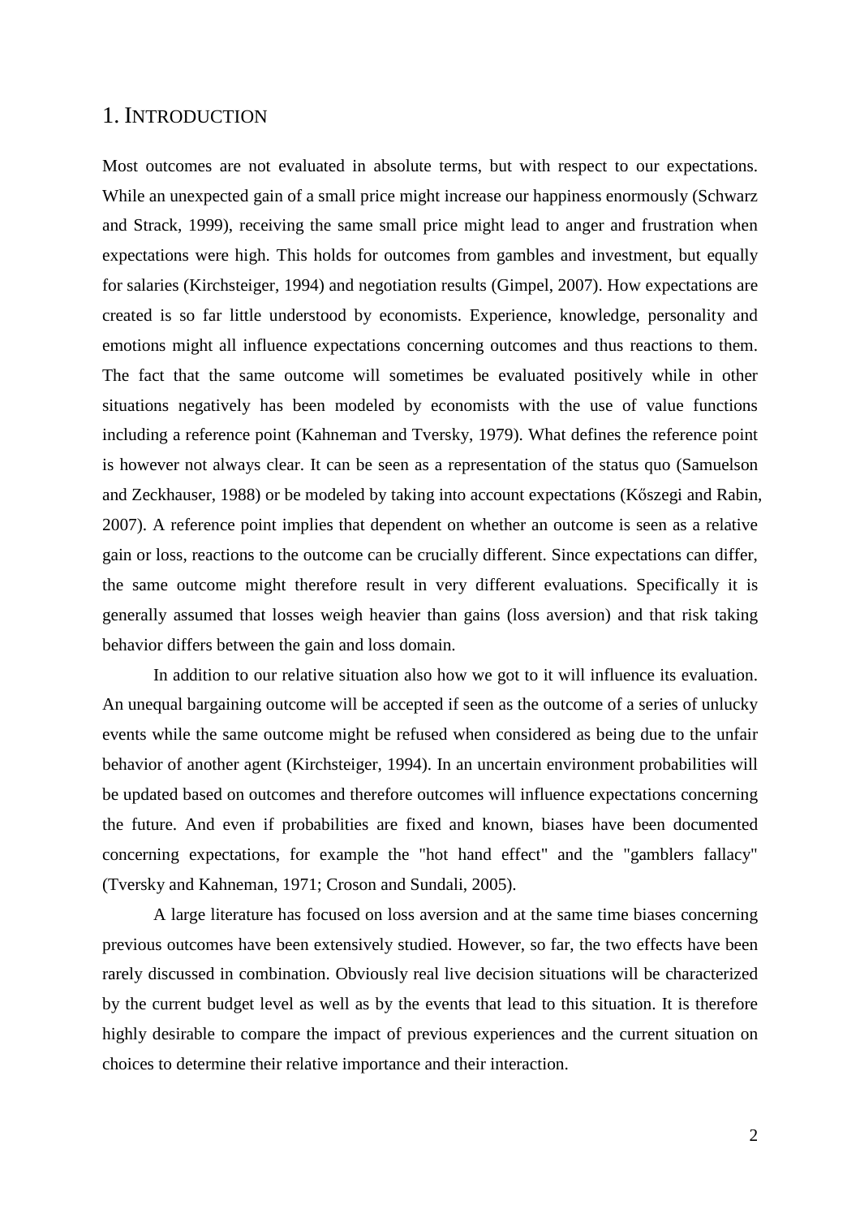# 1. Introduction

Most outcomes are not evaluated in absolute terms, but with respect to our expectations. While an unexpected gain of a small price might increase our happiness enormously (Schwarz and Strack, 1999), receiving the same small price might lead to anger and frustration when expectations were high. This holds for outcomes from gambles and investment, but equally for salaries (Kirchsteiger, 1994) and negotiation results (Gimpel, 2007). How expectations are created is so far little understood by economists. Experience, knowledge, personality and emotions might all influence expectations concerning outcomes and thus reactions to them. The fact that the same outcome will sometimes be evaluated positively while in other situations negatively has been modeled by economists with the use of value functions including a reference point (Kahneman and Tversky, 1979). What defines the reference point is however not always clear. It can be seen as a representation of the status quo (Samuelson and Zeckhauser, 1988) or be modeled by taking into account expectations (Kőszegi and Rabin, 2007). A reference point implies that dependent on whether an outcome is seen as a relative gain or loss, reactions to the outcome can be crucially different. Since expectations can differ, the same outcome might therefore result in very different evaluations. Specifically it is generally assumed that losses weigh heavier than gains (loss aversion) and that risk taking behavior differs between the gain and loss domain.

In addition to our relative situation also how we got to it will influence its evaluation. An unequal bargaining outcome will be accepted if seen as the outcome of a series of unlucky events while the same outcome might be refused when considered as being due to the unfair behavior of another agent (Kirchsteiger, 1994). In an uncertain environment probabilities will be updated based on outcomes and therefore outcomes will influence expectations concerning the future. And even if probabilities are fixed and known, biases have been documented concerning expectations, for example the "hot hand effect" and the "gamblers fallacy" (Tversky and Kahneman, 1971; Croson and Sundali, 2005).

A large literature has focused on loss aversion and at the same time biases concerning previous outcomes have been extensively studied. However, so far, the two effects have been rarely discussed in combination. Obviously real live decision situations will be characterized by the current budget level as well as by the events that lead to this situation. It is therefore highly desirable to compare the impact of previous experiences and the current situation on choices to determine their relative importance and their interaction.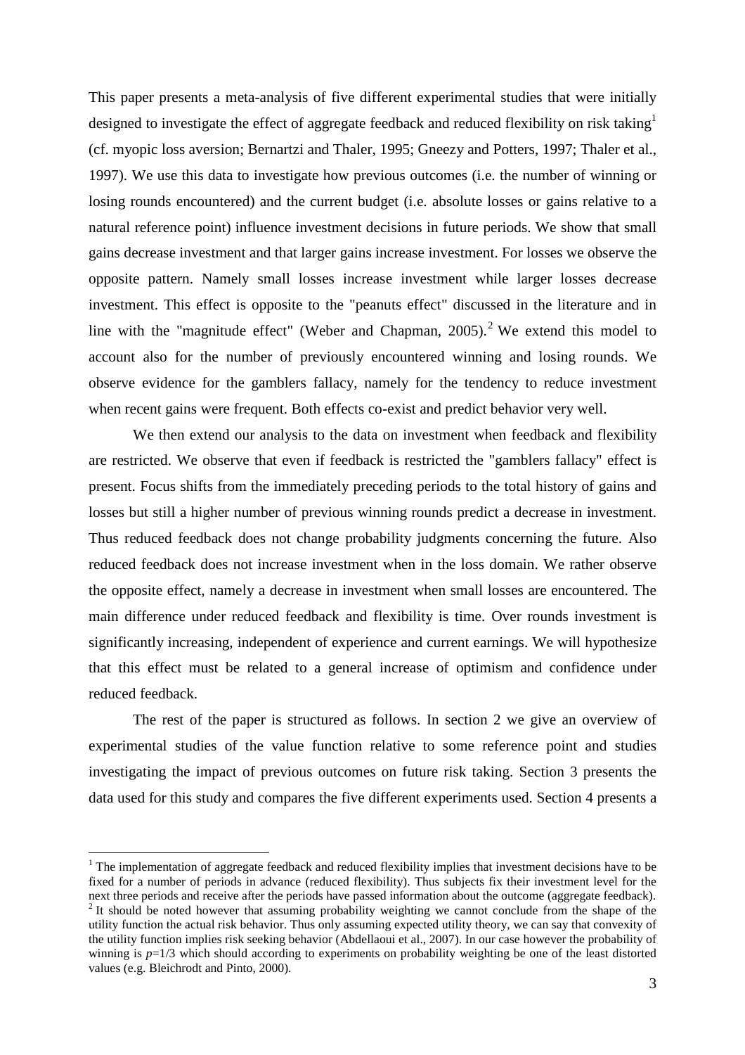This paper presents a meta-analysis of five different experimental studies that were initially designed to investigate the effect of aggregate feedback and reduced flexibility on risk taking[1] (cf. myopic loss aversion; Bernartzi and Thaler, 1995; Gneezy and Potters, 1997; Thaler et al., 1997). We use this data to investigate how previous outcomes (i.e. the number of winning or losing rounds encountered) and the current budget (i.e. absolute losses or gains relative to a natural reference point) influence investment decisions in future periods. We show that small gains decrease investment and that larger gains increase investment. For losses we observe the opposite pattern. Namely small losses increase investment while larger losses decrease investment. This effect is opposite to the "peanuts effect" discussed in the literature and in line with the "magnitude effect" (Weber and Chapman, 2005).[2] We extend this model to account also for the number of previously encountered winning and losing rounds. We observe evidence for the gamblers fallacy, namely for the tendency to reduce investment when recent gains were frequent. Both effects co-exist and predict behavior very well.

We then extend our analysis to the data on investment when feedback and flexibility are restricted. We observe that even if feedback is restricted the "gamblers fallacy" effect is present. Focus shifts from the immediately preceding periods to the total history of gains and losses but still a higher number of previous winning rounds predict a decrease in investment. Thus reduced feedback does not change probability judgments concerning the future. Also reduced feedback does not increase investment when in the loss domain. We rather observe the opposite effect, namely a decrease in investment when small losses are encountered. The main difference under reduced feedback and flexibility is time. Over rounds investment is significantly increasing, independent of experience and current earnings. We will hypothesize that this effect must be related to a general increase of optimism and confidence under reduced feedback.

The rest of the paper is structured as follows. In section 2 we give an overview of experimental studies of the value function relative to some reference point and studies investigating the impact of previous outcomes on future risk taking. Section 3 presents the data used for this study and compares the five different experiments used. Section 4 presents a

---

[1] The implementation of aggregate feedback and reduced flexibility implies that investment decisions have to be fixed for a number of periods in advance (reduced flexibility). Thus subjects fix their investment level for the next three periods and receive after the periods have passed information about the outcome (aggregate feedback).

[2] It should be noted however that assuming probability weighting we cannot conclude from the shape of the utility function the actual risk behavior. Thus only assuming expected utility theory, we can say that convexity of the utility function implies risk seeking behavior (Abdellaoui et al., 2007). In our case however the probability of winning is $p=1/3$ which should according to experiments on probability weighting be one of the least distorted values (e.g. Bleichrodt and Pinto, 2000).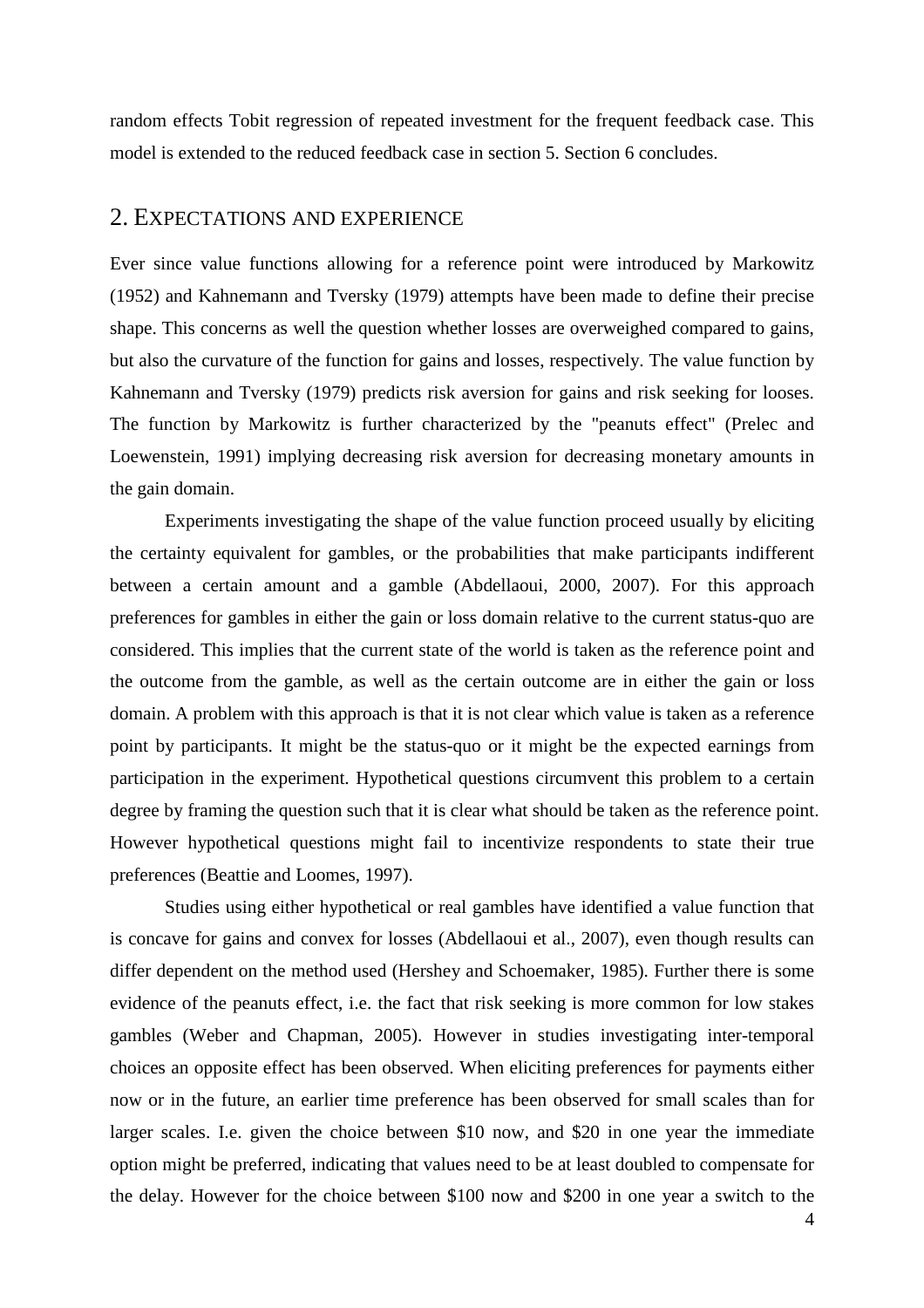random effects Tobit regression of repeated investment for the frequent feedback case. This model is extended to the reduced feedback case in section 5. Section 6 concludes.

## 2. EXPECTATIONS AND EXPERIENCE

Ever since value functions allowing for a reference point were introduced by Markowitz (1952) and Kahnemann and Tversky (1979) attempts have been made to define their precise shape. This concerns as well the question whether losses are overweighed compared to gains, but also the curvature of the function for gains and losses, respectively. The value function by Kahnemann and Tversky (1979) predicts risk aversion for gains and risk seeking for looses. The function by Markowitz is further characterized by the "peanuts effect" (Prelec and Loewenstein, 1991) implying decreasing risk aversion for decreasing monetary amounts in the gain domain.

Experiments investigating the shape of the value function proceed usually by eliciting the certainty equivalent for gambles, or the probabilities that make participants indifferent between a certain amount and a gamble (Abdellaoui, 2000, 2007). For this approach preferences for gambles in either the gain or loss domain relative to the current status-quo are considered. This implies that the current state of the world is taken as the reference point and the outcome from the gamble, as well as the certain outcome are in either the gain or loss domain. A problem with this approach is that it is not clear which value is taken as a reference point by participants. It might be the status-quo or it might be the expected earnings from participation in the experiment. Hypothetical questions circumvent this problem to a certain degree by framing the question such that it is clear what should be taken as the reference point. However hypothetical questions might fail to incentivize respondents to state their true preferences (Beattie and Loomes, 1997).

Studies using either hypothetical or real gambles have identified a value function that is concave for gains and convex for losses (Abdellaoui et al., 2007), even though results can differ dependent on the method used (Hershey and Schoemaker, 1985). Further there is some evidence of the peanuts effect, i.e. the fact that risk seeking is more common for low stakes gambles (Weber and Chapman, 2005). However in studies investigating inter-temporal choices an opposite effect has been observed. When eliciting preferences for payments either now or in the future, an earlier time preference has been observed for small scales than for larger scales. I.e. given the choice between \$10 now, and \$20 in one year the immediate option might be preferred, indicating that values need to be at least doubled to compensate for the delay. However for the choice between \$100 now and \$200 in one year a switch to the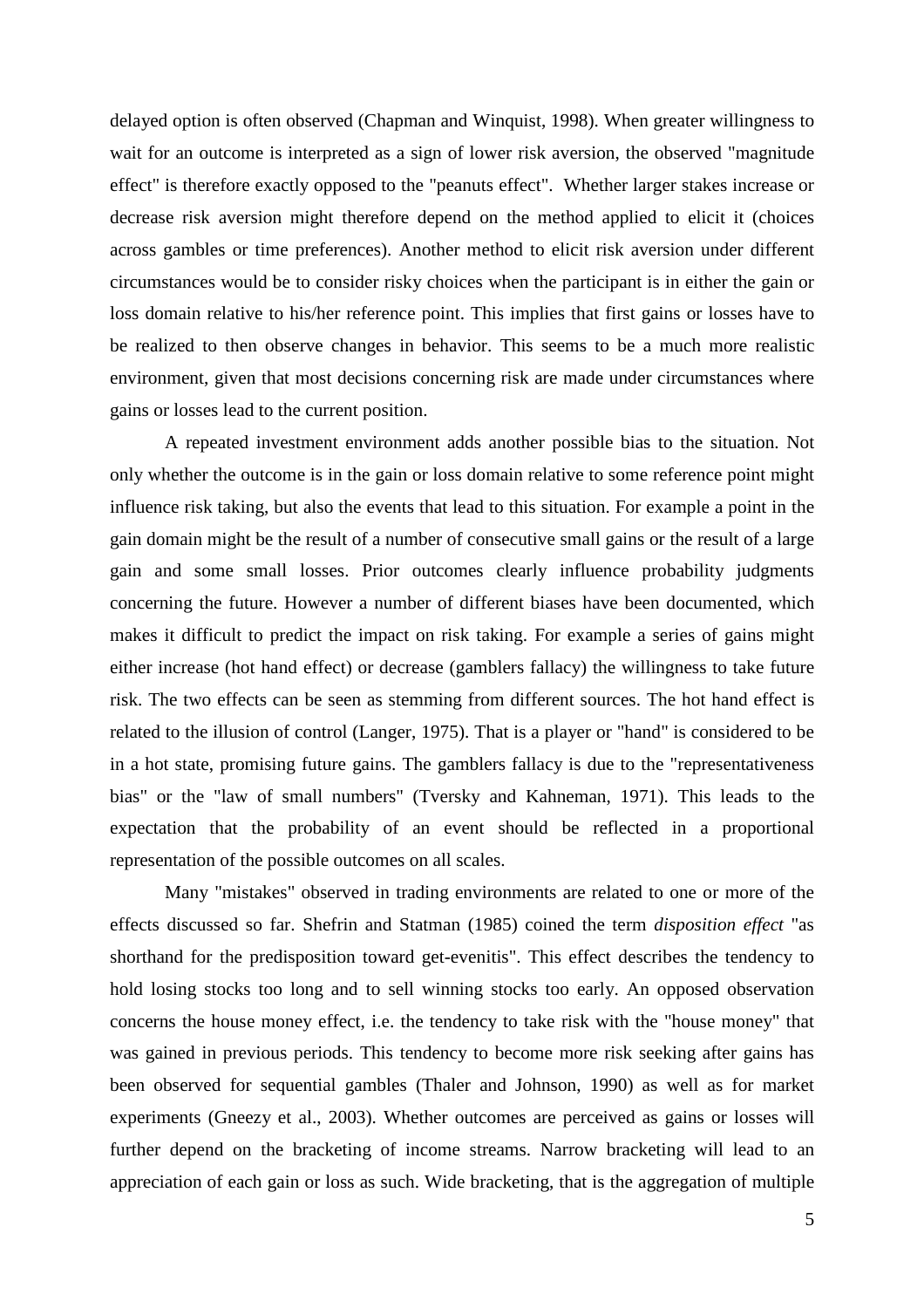delayed option is often observed (Chapman and Winquist, 1998). When greater willingness to wait for an outcome is interpreted as a sign of lower risk aversion, the observed "magnitude effect" is therefore exactly opposed to the "peanuts effect". Whether larger stakes increase or decrease risk aversion might therefore depend on the method applied to elicit it (choices across gambles or time preferences). Another method to elicit risk aversion under different circumstances would be to consider risky choices when the participant is in either the gain or loss domain relative to his/her reference point. This implies that first gains or losses have to be realized to then observe changes in behavior. This seems to be a much more realistic environment, given that most decisions concerning risk are made under circumstances where gains or losses lead to the current position.

A repeated investment environment adds another possible bias to the situation. Not only whether the outcome is in the gain or loss domain relative to some reference point might influence risk taking, but also the events that lead to this situation. For example a point in the gain domain might be the result of a number of consecutive small gains or the result of a large gain and some small losses. Prior outcomes clearly influence probability judgments concerning the future. However a number of different biases have been documented, which makes it difficult to predict the impact on risk taking. For example a series of gains might either increase (hot hand effect) or decrease (gamblers fallacy) the willingness to take future risk. The two effects can be seen as stemming from different sources. The hot hand effect is related to the illusion of control (Langer, 1975). That is a player or "hand" is considered to be in a hot state, promising future gains. The gamblers fallacy is due to the "representativeness bias" or the "law of small numbers" (Tversky and Kahneman, 1971). This leads to the expectation that the probability of an event should be reflected in a proportional representation of the possible outcomes on all scales.

Many "mistakes" observed in trading environments are related to one or more of the effects discussed so far. Shefrin and Statman (1985) coined the term *disposition effect* "as shorthand for the predisposition toward get-evenitis". This effect describes the tendency to hold losing stocks too long and to sell winning stocks too early. An opposed observation concerns the house money effect, i.e. the tendency to take risk with the "house money" that was gained in previous periods. This tendency to become more risk seeking after gains has been observed for sequential gambles (Thaler and Johnson, 1990) as well as for market experiments (Gneezy et al., 2003). Whether outcomes are perceived as gains or losses will further depend on the bracketing of income streams. Narrow bracketing will lead to an appreciation of each gain or loss as such. Wide bracketing, that is the aggregation of multiple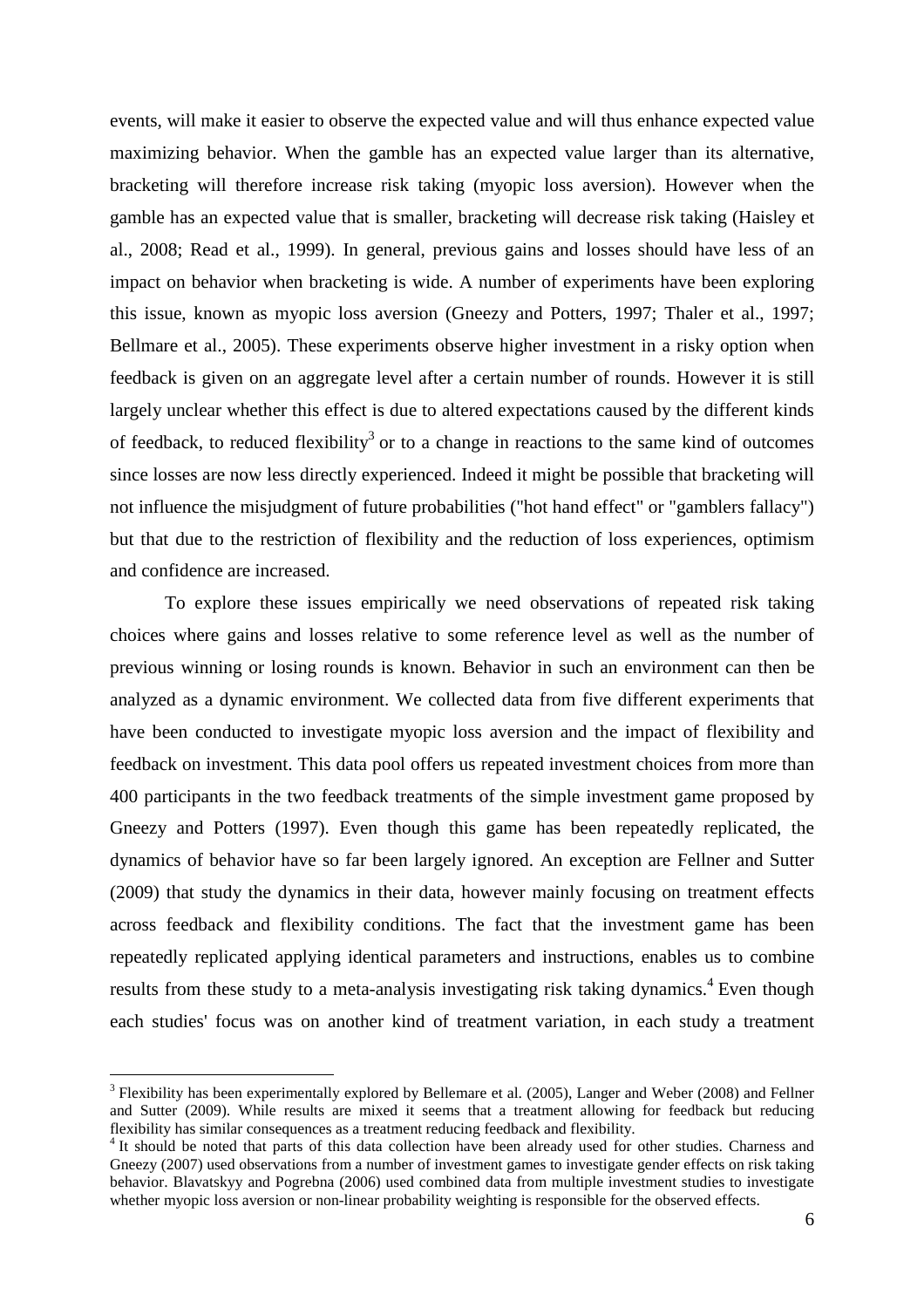events, will make it easier to observe the expected value and will thus enhance expected value maximizing behavior. When the gamble has an expected value larger than its alternative, bracketing will therefore increase risk taking (myopic loss aversion). However when the gamble has an expected value that is smaller, bracketing will decrease risk taking (Haisley et al., 2008; Read et al., 1999). In general, previous gains and losses should have less of an impact on behavior when bracketing is wide. A number of experiments have been exploring this issue, known as myopic loss aversion (Gneezy and Potters, 1997; Thaler et al., 1997; Bellmare et al., 2005). These experiments observe higher investment in a risky option when feedback is given on an aggregate level after a certain number of rounds. However it is still largely unclear whether this effect is due to altered expectations caused by the different kinds of feedback, to reduced flexibility[3] or to a change in reactions to the same kind of outcomes since losses are now less directly experienced. Indeed it might be possible that bracketing will not influence the misjudgment of future probabilities ("hot hand effect" or "gamblers fallacy") but that due to the restriction of flexibility and the reduction of loss experiences, optimism and confidence are increased.

To explore these issues empirically we need observations of repeated risk taking choices where gains and losses relative to some reference level as well as the number of previous winning or losing rounds is known. Behavior in such an environment can then be analyzed as a dynamic environment. We collected data from five different experiments that have been conducted to investigate myopic loss aversion and the impact of flexibility and feedback on investment. This data pool offers us repeated investment choices from more than 400 participants in the two feedback treatments of the simple investment game proposed by Gneezy and Potters (1997). Even though this game has been repeatedly replicated, the dynamics of behavior have so far been largely ignored. An exception are Fellner and Sutter (2009) that study the dynamics in their data, however mainly focusing on treatment effects across feedback and flexibility conditions. The fact that the investment game has been repeatedly replicated applying identical parameters and instructions, enables us to combine results from these study to a meta-analysis investigating risk taking dynamics.[4] Even though each studies' focus was on another kind of treatment variation, in each study a treatment

[3] Flexibility has been experimentally explored by Bellemare et al. (2005), Langer and Weber (2008) and Fellner and Sutter (2009). While results are mixed it seems that a treatment allowing for feedback but reducing flexibility has similar consequences as a treatment reducing feedback and flexibility.

[4] It should be noted that parts of this data collection have been already used for other studies. Charness and Gneezy (2007) used observations from a number of investment games to investigate gender effects on risk taking behavior. Blavatskyy and Pogrebna (2006) used combined data from multiple investment studies to investigate whether myopic loss aversion or non-linear probability weighting is responsible for the observed effects.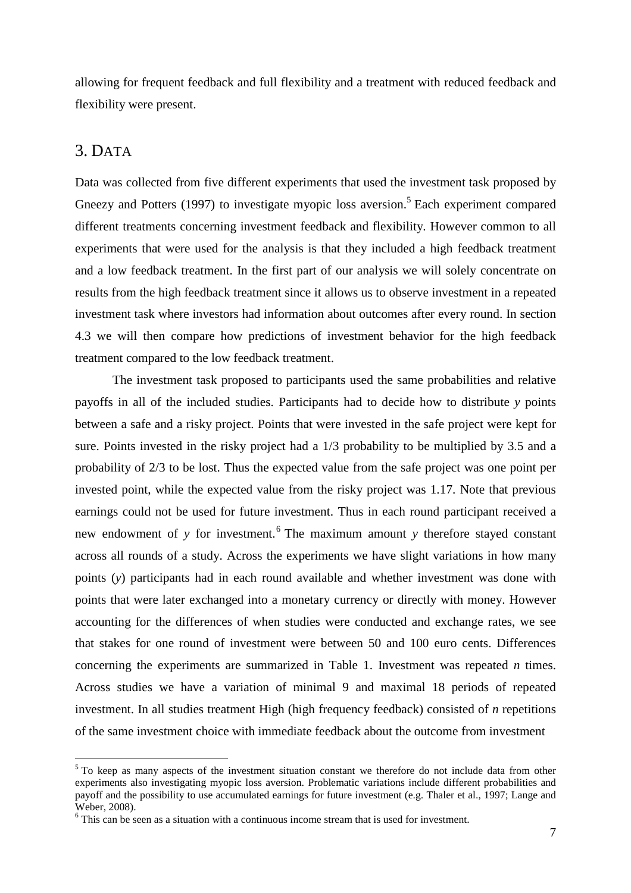allowing for frequent feedback and full flexibility and a treatment with reduced feedback and flexibility were present.

## 3. DATA

Data was collected from five different experiments that used the investment task proposed by Gneezy and Potters (1997) to investigate myopic loss aversion.[5] Each experiment compared different treatments concerning investment feedback and flexibility. However common to all experiments that were used for the analysis is that they included a high feedback treatment and a low feedback treatment. In the first part of our analysis we will solely concentrate on results from the high feedback treatment since it allows us to observe investment in a repeated investment task where investors had information about outcomes after every round. In section 4.3 we will then compare how predictions of investment behavior for the high feedback treatment compared to the low feedback treatment.

The investment task proposed to participants used the same probabilities and relative payoffs in all of the included studies. Participants had to decide how to distribute $y$ points between a safe and a risky project. Points that were invested in the safe project were kept for sure. Points invested in the risky project had a 1/3 probability to be multiplied by 3.5 and a probability of 2/3 to be lost. Thus the expected value from the safe project was one point per invested point, while the expected value from the risky project was 1.17. Note that previous earnings could not be used for future investment. Thus in each round participant received a new endowment of $y$ for investment.[6] The maximum amount $y$ therefore stayed constant across all rounds of a study. Across the experiments we have slight variations in how many points ($y$) participants had in each round available and whether investment was done with points that were later exchanged into a monetary currency or directly with money. However accounting for the differences of when studies were conducted and exchange rates, we see that stakes for one round of investment were between 50 and 100 euro cents. Differences concerning the experiments are summarized in Table 1. Investment was repeated $n$ times. Across studies we have a variation of minimal 9 and maximal 18 periods of repeated investment. In all studies treatment High (high frequency feedback) consisted of $n$ repetitions of the same investment choice with immediate feedback about the outcome from investment

[5] To keep as many aspects of the investment situation constant we therefore do not include data from other experiments also investigating myopic loss aversion. Problematic variations include different probabilities and payoff and the possibility to use accumulated earnings for future investment (e.g. Thaler et al., 1997; Lange and Weber, 2008).

[6] This can be seen as a situation with a continuous income stream that is used for investment.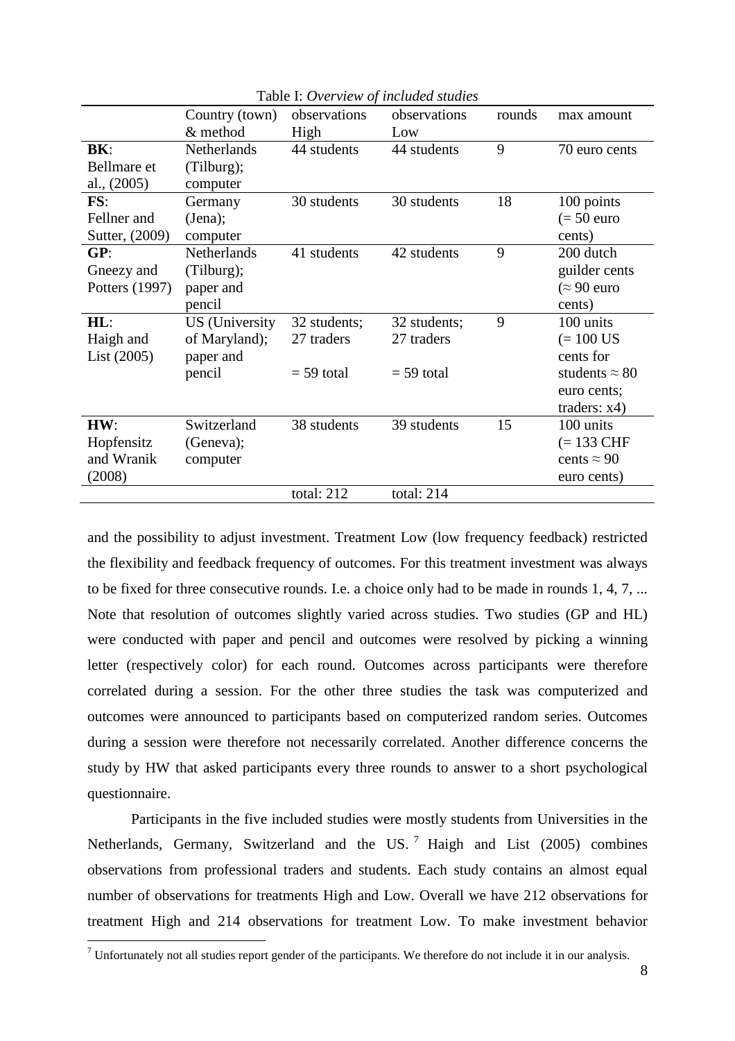Table I: *Overview of included studies*

| | Country (town) & method | observations High | observations Low | rounds | max amount |
|---|---|---|---|---|---|
| **BK**: Bellmare et al., (2005) | Netherlands (Tilburg); computer | 44 students | 44 students | 9 | 70 euro cents |
| **FS**: Fellner and Sutter, (2009) | Germany (Jena); computer | 30 students | 30 students | 18 | 100 points (= 50 euro cents) |
| **GP**: Gneezy and Potters (1997) | Netherlands (Tilburg); paper and pencil | 41 students | 42 students | 9 | 200 dutch guilder cents (≈ 90 euro cents) |
| **HL**: Haigh and List (2005) | US (University of Maryland); paper and pencil | 32 students; 27 traders = 59 total | 32 students; 27 traders = 59 total | 9 | 100 units (= 100 US cents for students ≈ 80 euro cents; traders: x4) |
| **HW**: Hopfensitz and Wranik (2008) | Switzerland (Geneva); computer | 38 students | 39 students | 15 | 100 units (= 133 CHF cents ≈ 90 euro cents) |
| | | total: 212 | total: 214 | | |

and the possibility to adjust investment. Treatment Low (low frequency feedback) restricted the flexibility and feedback frequency of outcomes. For this treatment investment was always to be fixed for three consecutive rounds. I.e. a choice only had to be made in rounds 1, 4, 7, ... Note that resolution of outcomes slightly varied across studies. Two studies (GP and HL) were conducted with paper and pencil and outcomes were resolved by picking a winning letter (respectively color) for each round. Outcomes across participants were therefore correlated during a session. For the other three studies the task was computerized and outcomes were announced to participants based on computerized random series. Outcomes during a session were therefore not necessarily correlated. Another difference concerns the study by HW that asked participants every three rounds to answer to a short psychological questionnaire.

Participants in the five included studies were mostly students from Universities in the Netherlands, Germany, Switzerland and the US.[7] Haigh and List (2005) combines observations from professional traders and students. Each study contains an almost equal number of observations for treatments High and Low. Overall we have 212 observations for treatment High and 214 observations for treatment Low. To make investment behavior

[7] Unfortunately not all studies report gender of the participants. We therefore do not include it in our analysis.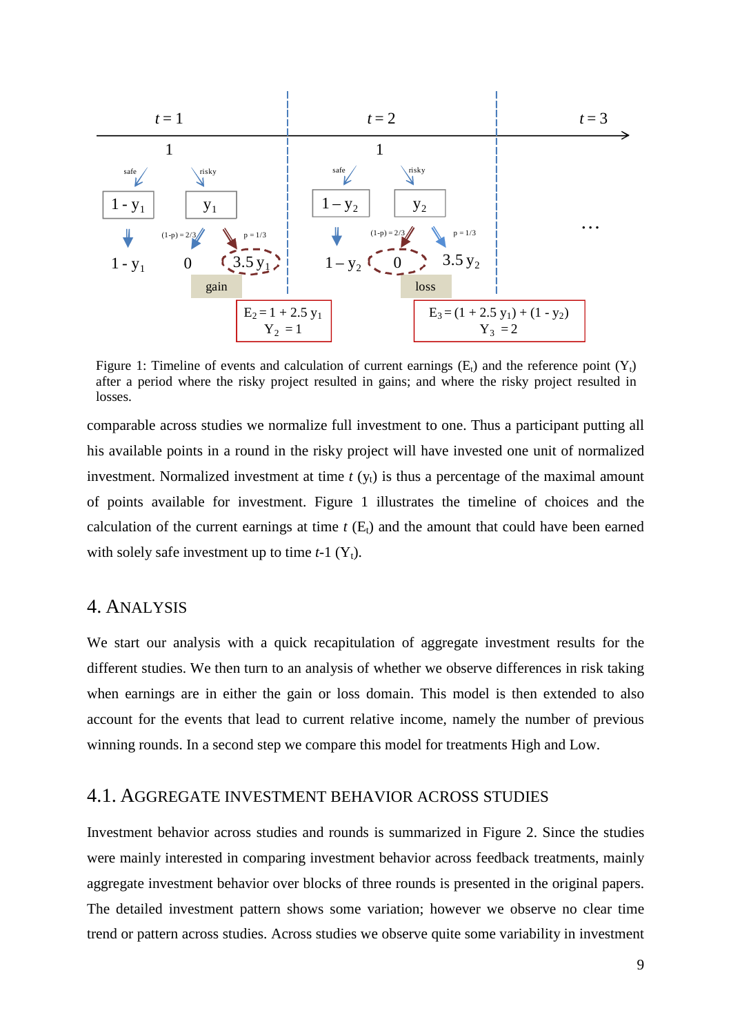Figure 1: Timeline of events and calculation of current earnings ($E_t$) and the reference point ($Y_t$) after a period where the risky project resulted in gains; and where the risky project resulted in losses.

comparable across studies we normalize full investment to one. Thus a participant putting all his available points in a round in the risky project will have invested one unit of normalized investment. Normalized investment at time *t* ($y_t$) is thus a percentage of the maximal amount of points available for investment. Figure 1 illustrates the timeline of choices and the calculation of the current earnings at time *t* ($E_t$) and the amount that could have been earned with solely safe investment up to time *t*-1 ($Y_t$).

## 4. Analysis

We start our analysis with a quick recapitulation of aggregate investment results for the different studies. We then turn to an analysis of whether we observe differences in risk taking when earnings are in either the gain or loss domain. This model is then extended to also account for the events that lead to current relative income, namely the number of previous winning rounds. In a second step we compare this model for treatments High and Low.

### 4.1. Aggregate investment behavior across studies

Investment behavior across studies and rounds is summarized in Figure 2. Since the studies were mainly interested in comparing investment behavior across feedback treatments, mainly aggregate investment behavior over blocks of three rounds is presented in the original papers. The detailed investment pattern shows some variation; however we observe no clear time trend or pattern across studies. Across studies we observe quite some variability in investment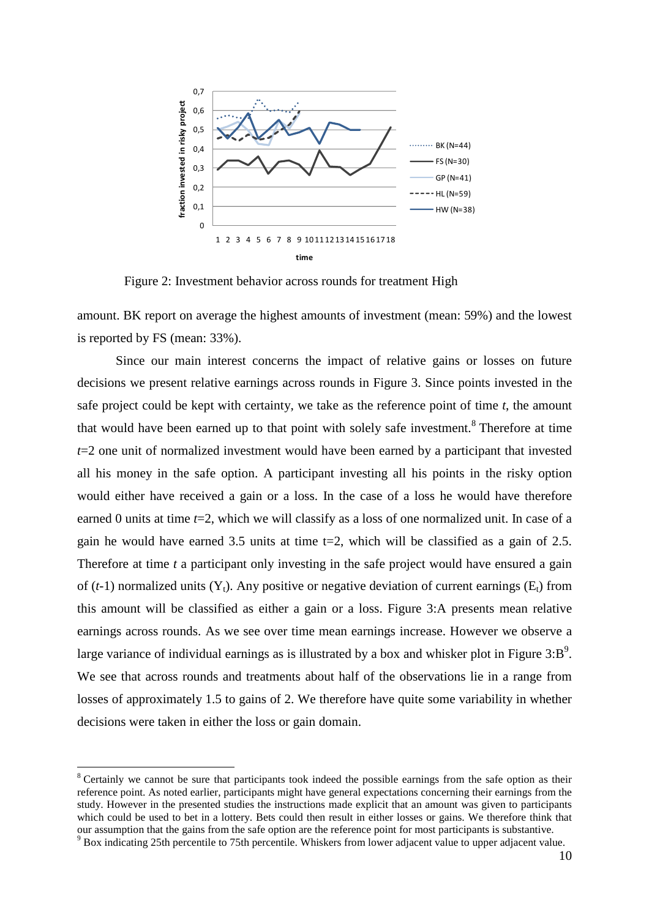Figure 2: Investment behavior across rounds for treatment High

amount. BK report on average the highest amounts of investment (mean: 59%) and the lowest is reported by FS (mean: 33%).

Since our main interest concerns the impact of relative gains or losses on future decisions we present relative earnings across rounds in Figure 3. Since points invested in the safe project could be kept with certainty, we take as the reference point of time *t*, the amount that would have been earned up to that point with solely safe investment.[8] Therefore at time *t*=2 one unit of normalized investment would have been earned by a participant that invested all his money in the safe option. A participant investing all his points in the risky option would either have received a gain or a loss. In the case of a loss he would have therefore earned 0 units at time *t*=2, which we will classify as a loss of one normalized unit. In case of a gain he would have earned 3.5 units at time t=2, which will be classified as a gain of 2.5. Therefore at time *t* a participant only investing in the safe project would have ensured a gain of (*t*-1) normalized units ($Y_t$). Any positive or negative deviation of current earnings ($E_t$) from this amount will be classified as either a gain or a loss. Figure 3:A presents mean relative earnings across rounds. As we see over time mean earnings increase. However we observe a large variance of individual earnings as is illustrated by a box and whisker plot in Figure 3:B[9]. We see that across rounds and treatments about half of the observations lie in a range from losses of approximately 1.5 to gains of 2. We therefore have quite some variability in whether decisions were taken in either the loss or gain domain.

[8] Certainly we cannot be sure that participants took indeed the possible earnings from the safe option as their reference point. As noted earlier, participants might have general expectations concerning their earnings from the study. However in the presented studies the instructions made explicit that an amount was given to participants which could be used to bet in a lottery. Bets could then result in either losses or gains. We therefore think that our assumption that the gains from the safe option are the reference point for most participants is substantive.

[9] Box indicating 25th percentile to 75th percentile. Whiskers from lower adjacent value to upper adjacent value.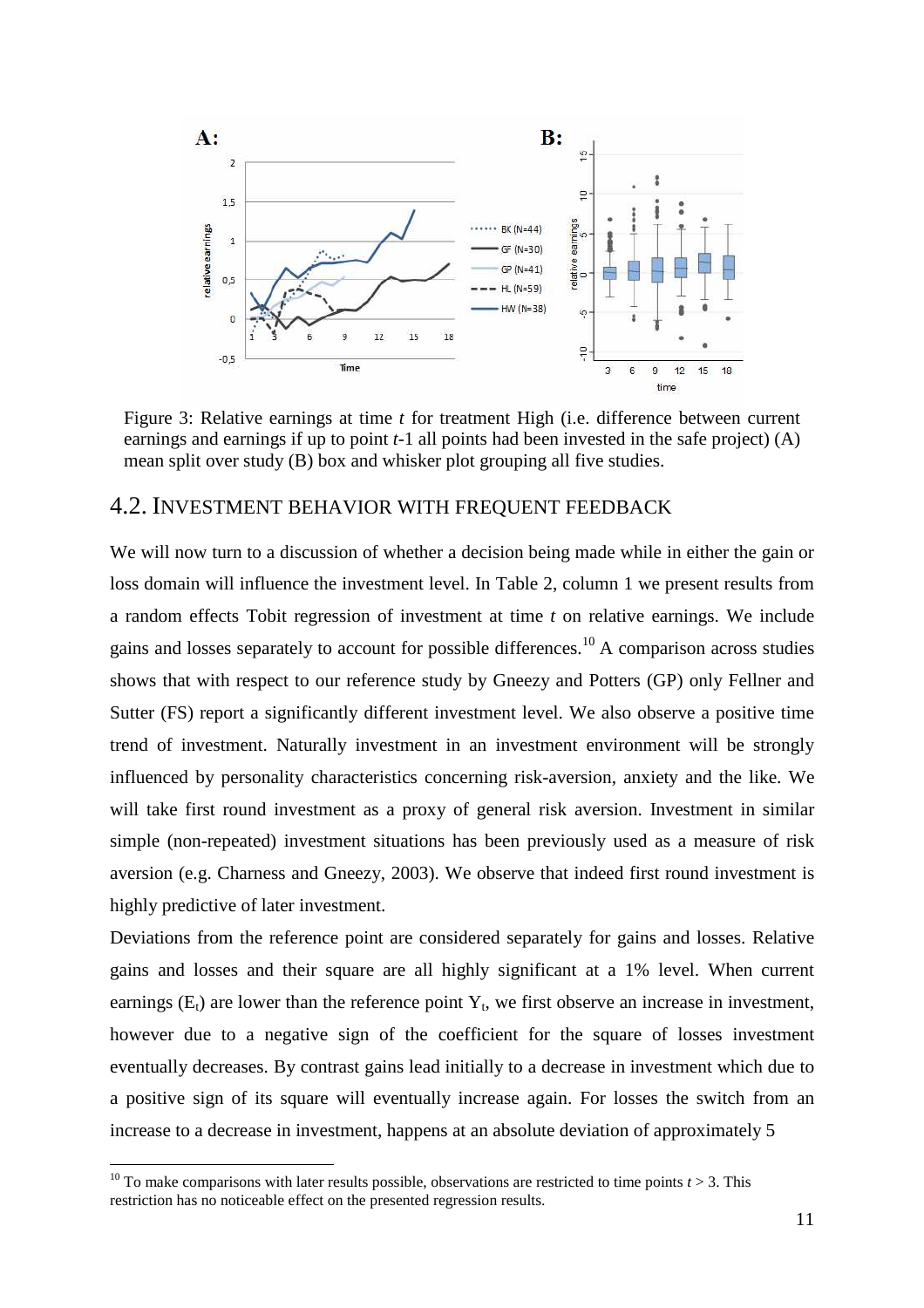Figure 3: Relative earnings at time *t* for treatment High (i.e. difference between current earnings and earnings if up to point *t*-1 all points had been invested in the safe project) (A) mean split over study (B) box and whisker plot grouping all five studies.

## 4.2. INVESTMENT BEHAVIOR WITH FREQUENT FEEDBACK

We will now turn to a discussion of whether a decision being made while in either the gain or loss domain will influence the investment level. In Table 2, column 1 we present results from a random effects Tobit regression of investment at time *t* on relative earnings. We include gains and losses separately to account for possible differences.[10] A comparison across studies shows that with respect to our reference study by Gneezy and Potters (GP) only Fellner and Sutter (FS) report a significantly different investment level. We also observe a positive time trend of investment. Naturally investment in an investment environment will be strongly influenced by personality characteristics concerning risk-aversion, anxiety and the like. We will take first round investment as a proxy of general risk aversion. Investment in similar simple (non-repeated) investment situations has been previously used as a measure of risk aversion (e.g. Charness and Gneezy, 2003). We observe that indeed first round investment is highly predictive of later investment.

Deviations from the reference point are considered separately for gains and losses. Relative gains and losses and their square are all highly significant at a 1% level. When current earnings ($E_t$) are lower than the reference point $Y_t$, we first observe an increase in investment, however due to a negative sign of the coefficient for the square of losses investment eventually decreases. By contrast gains lead initially to a decrease in investment which due to a positive sign of its square will eventually increase again. For losses the switch from an increase to a decrease in investment, happens at an absolute deviation of approximately 5

[10] To make comparisons with later results possible, observations are restricted to time points $t > 3$. This restriction has no noticeable effect on the presented regression results.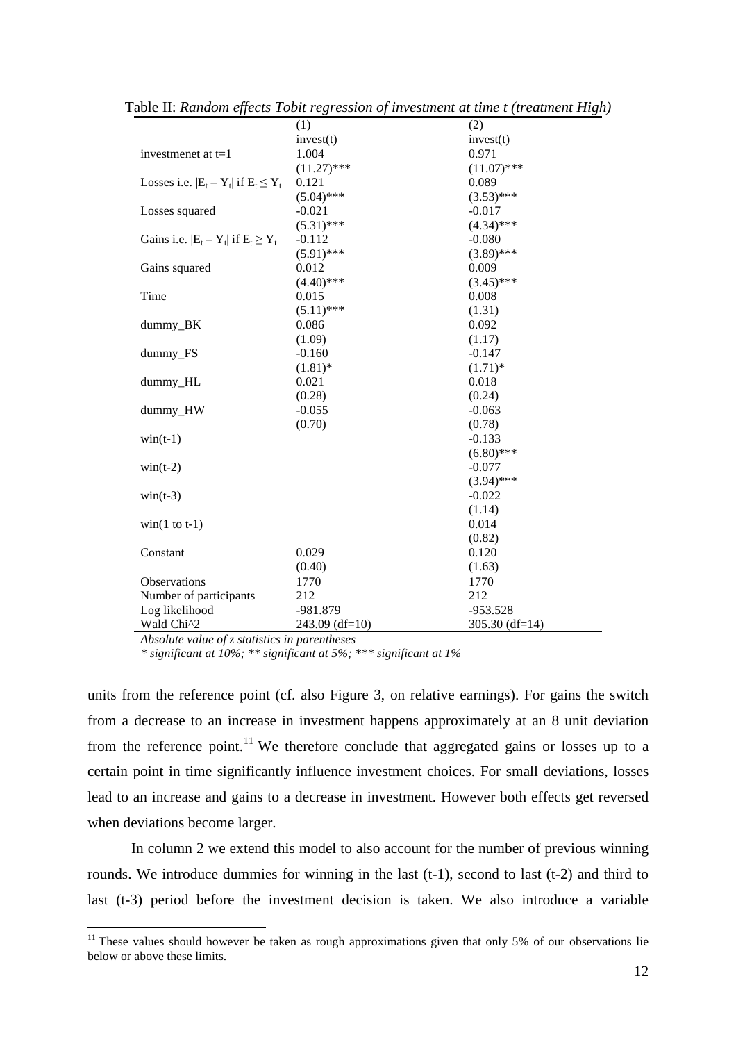Table II: *Random effects Tobit regression of investment at time t (treatment High)*

| | (1) | (2) |
|---|---|---|
| | invest(t) | invest(t) |
| investmenet at t=1 | 1.004 | 0.971 |
| | (11.27)*** | (11.07)*** |
| Losses i.e. $\|E_t - Y_t\|$ if $E_t \leq Y_t$ | 0.121 | 0.089 |
| | (5.04)*** | (3.53)*** |
| Losses squared | -0.021 | -0.017 |
| | (5.31)*** | (4.34)*** |
| Gains i.e. $\|E_t - Y_t\|$ if $E_t \geq Y_t$ | -0.112 | -0.080 |
| | (5.91)*** | (3.89)*** |
| Gains squared | 0.012 | 0.009 |
| | (4.40)*** | (3.45)*** |
| Time | 0.015 | 0.008 |
| | (5.11)*** | (1.31) |
| dummy_BK | 0.086 | 0.092 |
| | (1.09) | (1.17) |
| dummy_FS | -0.160 | -0.147 |
| | (1.81)* | (1.71)* |
| dummy_HL | 0.021 | 0.018 |
| | (0.28) | (0.24) |
| dummy_HW | -0.055 | -0.063 |
| | (0.70) | (0.78) |
| win(t-1) | | -0.133 |
| | | (6.80)*** |
| win(t-2) | | -0.077 |
| | | (3.94)*** |
| win(t-3) | | -0.022 |
| | | (1.14) |
| win(1 to t-1) | | 0.014 |
| | | (0.82) |
| Constant | 0.029 | 0.120 |
| | (0.40) | (1.63) |
| Observations | 1770 | 1770 |
| Number of participants | 212 | 212 |
| Log likelihood | -981.879 | -953.528 |
| Wald Chi^2 | 243.09 (df=10) | 305.30 (df=14) |

*Absolute value of z statistics in parentheses*
*\* significant at 10%; \*\* significant at 5%; \*\*\* significant at 1%*

units from the reference point (cf. also Figure 3, on relative earnings). For gains the switch from a decrease to an increase in investment happens approximately at an 8 unit deviation from the reference point.[11] We therefore conclude that aggregated gains or losses up to a certain point in time significantly influence investment choices. For small deviations, losses lead to an increase and gains to a decrease in investment. However both effects get reversed when deviations become larger.

In column 2 we extend this model to also account for the number of previous winning rounds. We introduce dummies for winning in the last (t-1), second to last (t-2) and third to last (t-3) period before the investment decision is taken. We also introduce a variable

[11] These values should however be taken as rough approximations given that only 5% of our observations lie below or above these limits.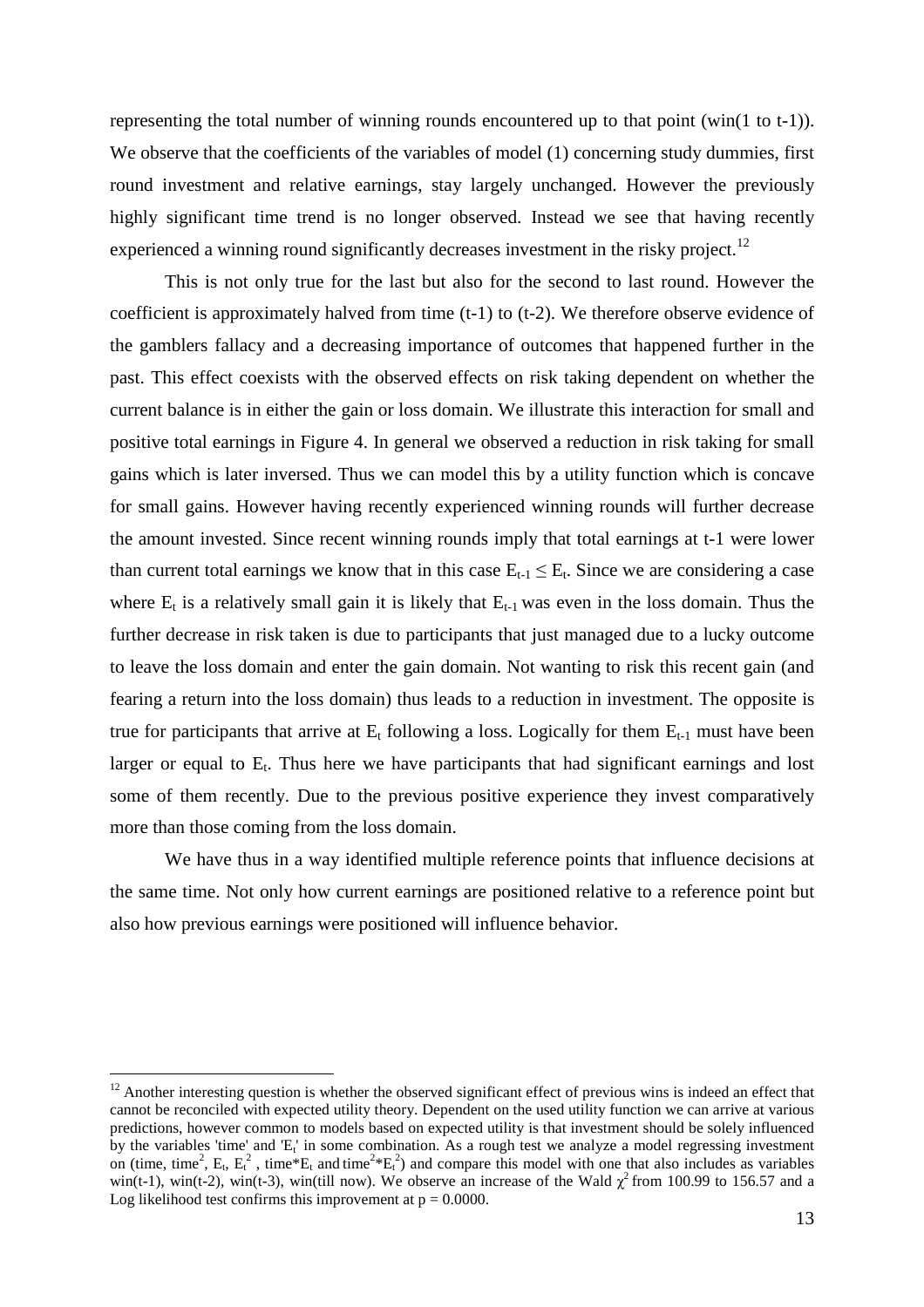representing the total number of winning rounds encountered up to that point (win(1 to t-1)). We observe that the coefficients of the variables of model (1) concerning study dummies, first round investment and relative earnings, stay largely unchanged. However the previously highly significant time trend is no longer observed. Instead we see that having recently experienced a winning round significantly decreases investment in the risky project.[12]

This is not only true for the last but also for the second to last round. However the coefficient is approximately halved from time (t-1) to (t-2). We therefore observe evidence of the gamblers fallacy and a decreasing importance of outcomes that happened further in the past. This effect coexists with the observed effects on risk taking dependent on whether the current balance is in either the gain or loss domain. We illustrate this interaction for small and positive total earnings in Figure 4. In general we observed a reduction in risk taking for small gains which is later inversed. Thus we can model this by a utility function which is concave for small gains. However having recently experienced winning rounds will further decrease the amount invested. Since recent winning rounds imply that total earnings at t-1 were lower than current total earnings we know that in this case $E_{t-1} \leq E_t$. Since we are considering a case where $E_t$ is a relatively small gain it is likely that $E_{t-1}$ was even in the loss domain. Thus the further decrease in risk taken is due to participants that just managed due to a lucky outcome to leave the loss domain and enter the gain domain. Not wanting to risk this recent gain (and fearing a return into the loss domain) thus leads to a reduction in investment. The opposite is true for participants that arrive at $E_t$ following a loss. Logically for them $E_{t-1}$ must have been larger or equal to $E_t$. Thus here we have participants that had significant earnings and lost some of them recently. Due to the previous positive experience they invest comparatively more than those coming from the loss domain.

We have thus in a way identified multiple reference points that influence decisions at the same time. Not only how current earnings are positioned relative to a reference point but also how previous earnings were positioned will influence behavior.

---

[12] Another interesting question is whether the observed significant effect of previous wins is indeed an effect that cannot be reconciled with expected utility theory. Dependent on the used utility function we can arrive at various predictions, however common to models based on expected utility is that investment should be solely influenced by the variables 'time' and '$E_t$' in some combination. As a rough test we analyze a model regressing investment on (time, time$^2$, $E_t$, $E_t^2$ , time*$E_t$ and time$^2$*$E_t^2$) and compare this model with one that also includes as variables win(t-1), win(t-2), win(t-3), win(till now). We observe an increase of the Wald $\chi^2$ from 100.99 to 156.57 and a Log likelihood test confirms this improvement at $p = 0.0000$.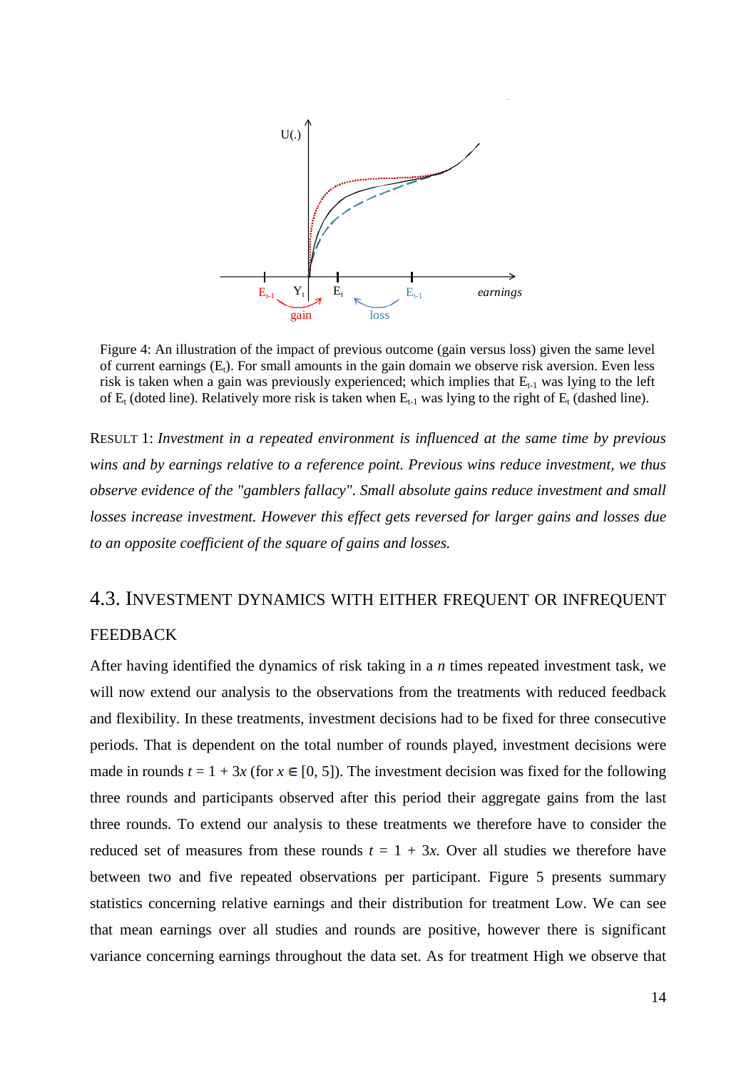Figure 4: An illustration of the impact of previous outcome (gain versus loss) given the same level of current earnings ($E_t$). For small amounts in the gain domain we observe risk aversion. Even less risk is taken when a gain was previously experienced; which implies that $E_{t-1}$ was lying to the left of $E_t$ (doted line). Relatively more risk is taken when $E_{t-1}$ was lying to the right of $E_t$ (dashed line).

RESULT 1: *Investment in a repeated environment is influenced at the same time by previous wins and by earnings relative to a reference point. Previous wins reduce investment, we thus observe evidence of the "gamblers fallacy". Small absolute gains reduce investment and small losses increase investment. However this effect gets reversed for larger gains and losses due to an opposite coefficient of the square of gains and losses.*

## 4.3. INVESTMENT DYNAMICS WITH EITHER FREQUENT OR INFREQUENT FEEDBACK

After having identified the dynamics of risk taking in a *n* times repeated investment task, we will now extend our analysis to the observations from the treatments with reduced feedback and flexibility. In these treatments, investment decisions had to be fixed for three consecutive periods. That is dependent on the total number of rounds played, investment decisions were made in rounds $t = 1 + 3x$ (for $x \in [0, 5]$). The investment decision was fixed for the following three rounds and participants observed after this period their aggregate gains from the last three rounds. To extend our analysis to these treatments we therefore have to consider the reduced set of measures from these rounds $t = 1 + 3x$. Over all studies we therefore have between two and five repeated observations per participant. Figure 5 presents summary statistics concerning relative earnings and their distribution for treatment Low. We can see that mean earnings over all studies and rounds are positive, however there is significant variance concerning earnings throughout the data set. As for treatment High we observe that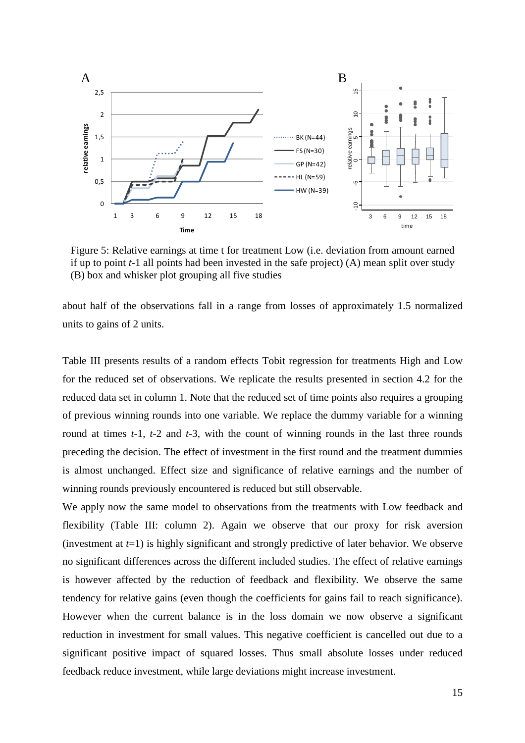Figure 5: Relative earnings at time t for treatment Low (i.e. deviation from amount earned if up to point *t*-1 all points had been invested in the safe project) (A) mean split over study (B) box and whisker plot grouping all five studies

about half of the observations fall in a range from losses of approximately 1.5 normalized units to gains of 2 units.

Table III presents results of a random effects Tobit regression for treatments High and Low for the reduced set of observations. We replicate the results presented in section 4.2 for the reduced data set in column 1. Note that the reduced set of time points also requires a grouping of previous winning rounds into one variable. We replace the dummy variable for a winning round at times *t*-1, *t*-2 and *t*-3, with the count of winning rounds in the last three rounds preceding the decision. The effect of investment in the first round and the treatment dummies is almost unchanged. Effect size and significance of relative earnings and the number of winning rounds previously encountered is reduced but still observable.

We apply now the same model to observations from the treatments with Low feedback and flexibility (Table III: column 2). Again we observe that our proxy for risk aversion (investment at *t*=1) is highly significant and strongly predictive of later behavior. We observe no significant differences across the different included studies. The effect of relative earnings is however affected by the reduction of feedback and flexibility. We observe the same tendency for relative gains (even though the coefficients for gains fail to reach significance). However when the current balance is in the loss domain we now observe a significant reduction in investment for small values. This negative coefficient is cancelled out due to a significant positive impact of squared losses. Thus small absolute losses under reduced feedback reduce investment, while large deviations might increase investment.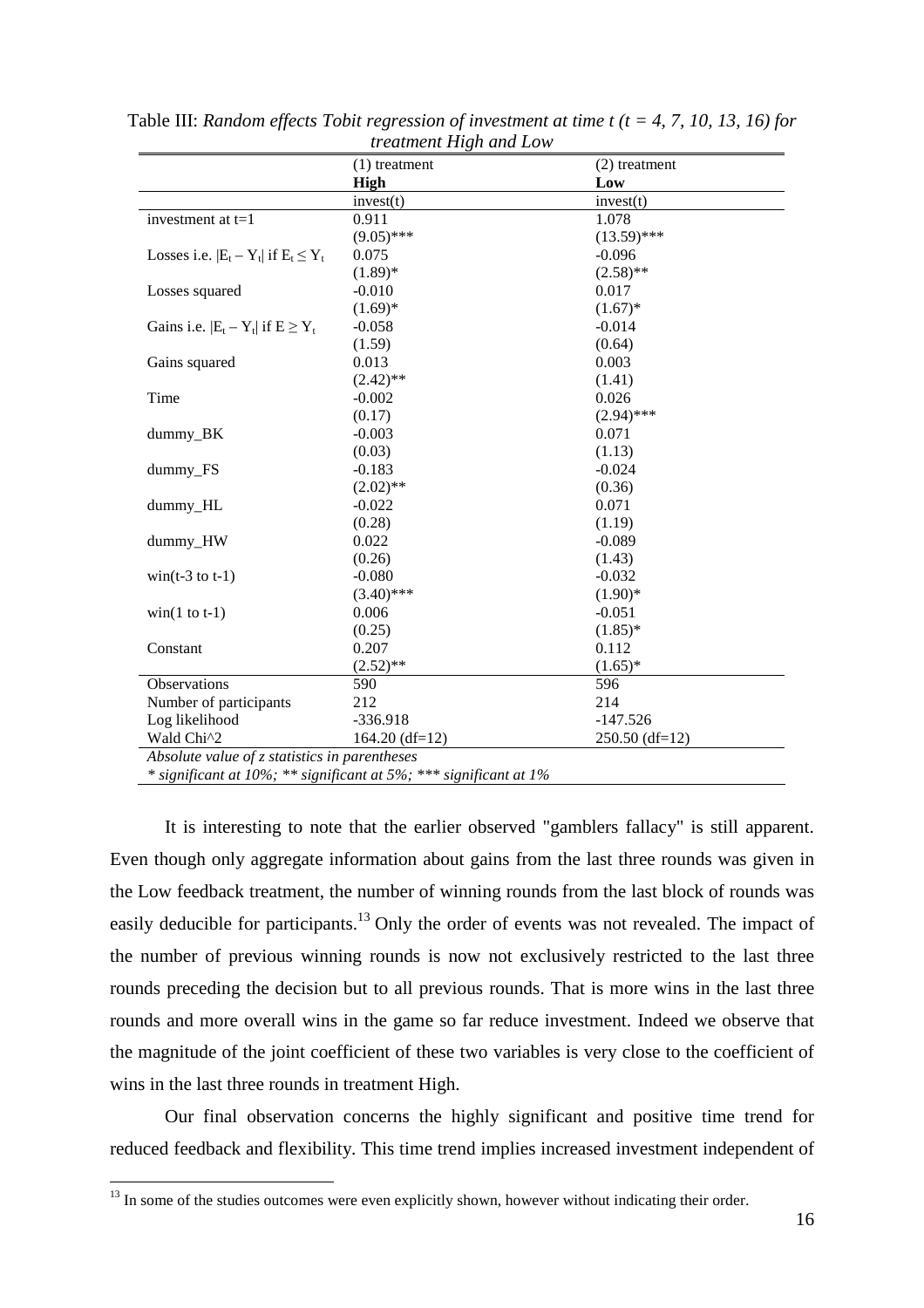Table III: *Random effects Tobit regression of investment at time t (t = 4, 7, 10, 13, 16) for treatment High and Low*

| | (1) treatment | (2) treatment |
|---|---|---|
| | **High** | **Low** |
| | invest(t) | invest(t) |
| investment at t=1 | 0.911 | 1.078 |
| | (9.05)*** | (13.59)*** |
| Losses i.e. $\|E_t - Y_t\|$ if $E_t \leq Y_t$ | 0.075 | -0.096 |
| | (1.89)* | (2.58)** |
| Losses squared | -0.010 | 0.017 |
| | (1.69)* | (1.67)* |
| Gains i.e. $\|E_t - Y_t\|$ if $E \geq Y_t$ | -0.058 | -0.014 |
| | (1.59) | (0.64) |
| Gains squared | 0.013 | 0.003 |
| | (2.42)** | (1.41) |
| Time | -0.002 | 0.026 |
| | (0.17) | (2.94)*** |
| dummy_BK | -0.003 | 0.071 |
| | (0.03) | (1.13) |
| dummy_FS | -0.183 | -0.024 |
| | (2.02)** | (0.36) |
| dummy_HL | -0.022 | 0.071 |
| | (0.28) | (1.19) |
| dummy_HW | 0.022 | -0.089 |
| | (0.26) | (1.43) |
| win(t-3 to t-1) | -0.080 | -0.032 |
| | (3.40)*** | (1.90)* |
| win(1 to t-1) | 0.006 | -0.051 |
| | (0.25) | (1.85)* |
| Constant | 0.207 | 0.112 |
| | (2.52)** | (1.65)* |
| Observations | 590 | 596 |
| Number of participants | 212 | 214 |
| Log likelihood | -336.918 | -147.526 |
| Wald Chi^2 | 164.20 (df=12) | 250.50 (df=12) |

*Absolute value of z statistics in parentheses*
*\* significant at 10%; \*\* significant at 5%; \*\*\* significant at 1%*

It is interesting to note that the earlier observed "gamblers fallacy" is still apparent. Even though only aggregate information about gains from the last three rounds was given in the Low feedback treatment, the number of winning rounds from the last block of rounds was easily deducible for participants.[13] Only the order of events was not revealed. The impact of the number of previous winning rounds is now not exclusively restricted to the last three rounds preceding the decision but to all previous rounds. That is more wins in the last three rounds and more overall wins in the game so far reduce investment. Indeed we observe that the magnitude of the joint coefficient of these two variables is very close to the coefficient of wins in the last three rounds in treatment High.

Our final observation concerns the highly significant and positive time trend for reduced feedback and flexibility. This time trend implies increased investment independent of

[13] In some of the studies outcomes were even explicitly shown, however without indicating their order.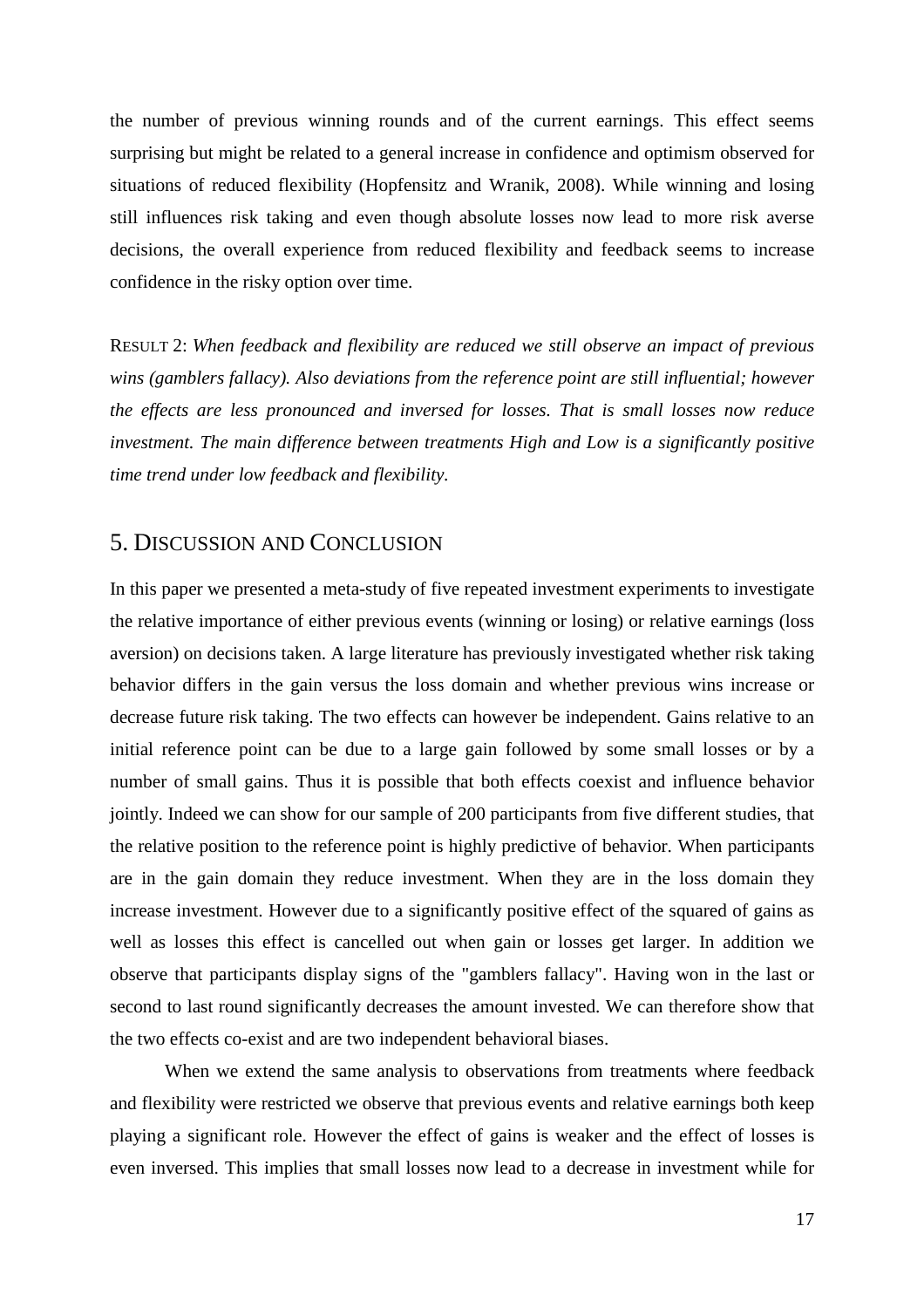the number of previous winning rounds and of the current earnings. This effect seems surprising but might be related to a general increase in confidence and optimism observed for situations of reduced flexibility (Hopfensitz and Wranik, 2008). While winning and losing still influences risk taking and even though absolute losses now lead to more risk averse decisions, the overall experience from reduced flexibility and feedback seems to increase confidence in the risky option over time.

RESULT 2: *When feedback and flexibility are reduced we still observe an impact of previous wins (gamblers fallacy). Also deviations from the reference point are still influential; however the effects are less pronounced and inversed for losses. That is small losses now reduce investment. The main difference between treatments High and Low is a significantly positive time trend under low feedback and flexibility.*

## 5. DISCUSSION AND CONCLUSION

In this paper we presented a meta-study of five repeated investment experiments to investigate the relative importance of either previous events (winning or losing) or relative earnings (loss aversion) on decisions taken. A large literature has previously investigated whether risk taking behavior differs in the gain versus the loss domain and whether previous wins increase or decrease future risk taking. The two effects can however be independent. Gains relative to an initial reference point can be due to a large gain followed by some small losses or by a number of small gains. Thus it is possible that both effects coexist and influence behavior jointly. Indeed we can show for our sample of 200 participants from five different studies, that the relative position to the reference point is highly predictive of behavior. When participants are in the gain domain they reduce investment. When they are in the loss domain they increase investment. However due to a significantly positive effect of the squared of gains as well as losses this effect is cancelled out when gain or losses get larger. In addition we observe that participants display signs of the "gamblers fallacy". Having won in the last or second to last round significantly decreases the amount invested. We can therefore show that the two effects co-exist and are two independent behavioral biases.

When we extend the same analysis to observations from treatments where feedback and flexibility were restricted we observe that previous events and relative earnings both keep playing a significant role. However the effect of gains is weaker and the effect of losses is even inversed. This implies that small losses now lead to a decrease in investment while for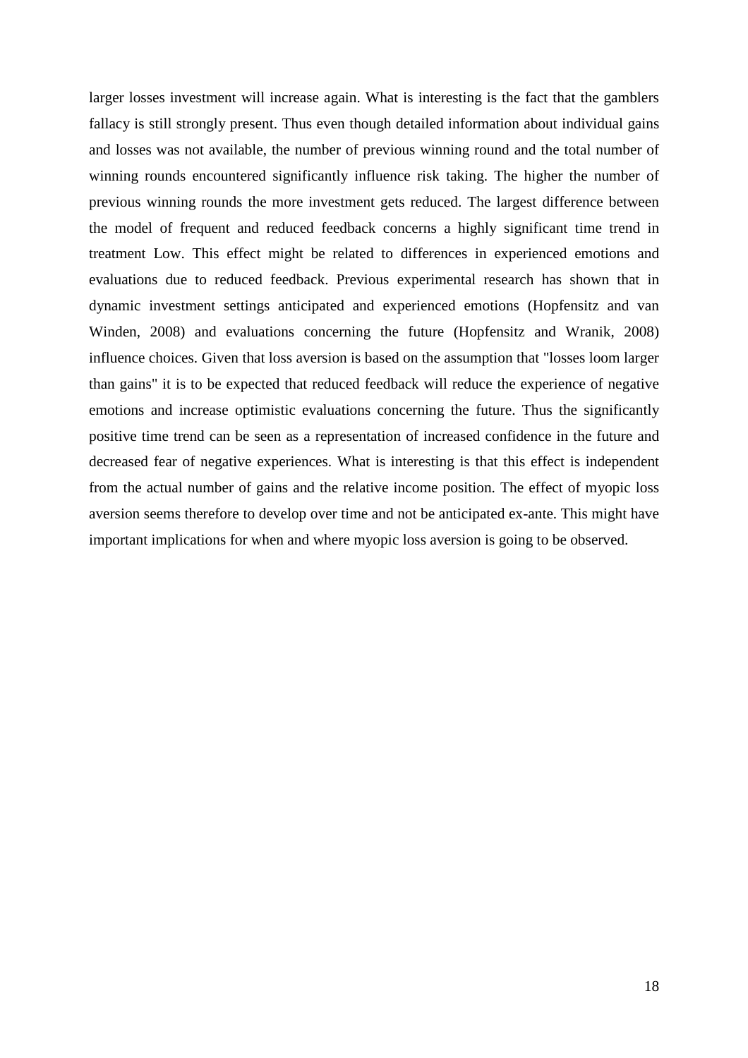larger losses investment will increase again. What is interesting is the fact that the gamblers fallacy is still strongly present. Thus even though detailed information about individual gains and losses was not available, the number of previous winning round and the total number of winning rounds encountered significantly influence risk taking. The higher the number of previous winning rounds the more investment gets reduced. The largest difference between the model of frequent and reduced feedback concerns a highly significant time trend in treatment Low. This effect might be related to differences in experienced emotions and evaluations due to reduced feedback. Previous experimental research has shown that in dynamic investment settings anticipated and experienced emotions (Hopfensitz and van Winden, 2008) and evaluations concerning the future (Hopfensitz and Wranik, 2008) influence choices. Given that loss aversion is based on the assumption that "losses loom larger than gains" it is to be expected that reduced feedback will reduce the experience of negative emotions and increase optimistic evaluations concerning the future. Thus the significantly positive time trend can be seen as a representation of increased confidence in the future and decreased fear of negative experiences. What is interesting is that this effect is independent from the actual number of gains and the relative income position. The effect of myopic loss aversion seems therefore to develop over time and not be anticipated ex-ante. This might have important implications for when and where myopic loss aversion is going to be observed.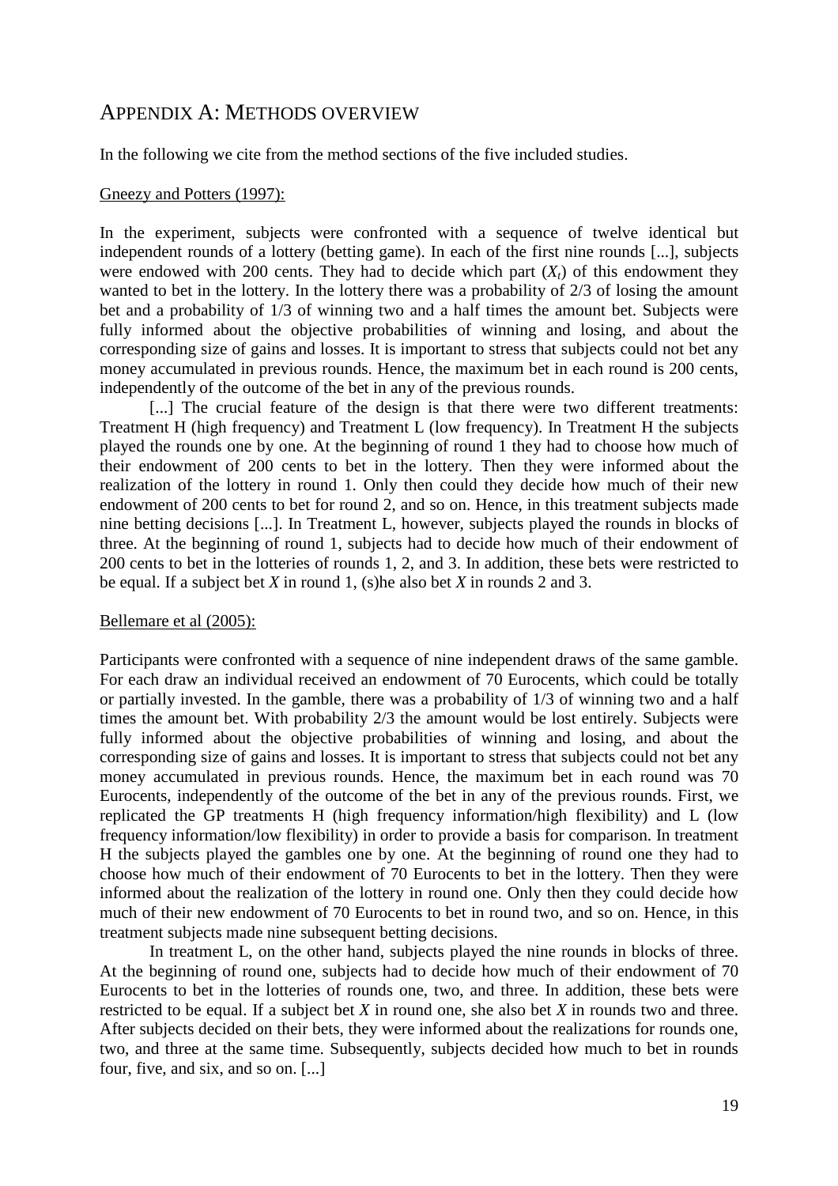# Appendix A: Methods overview

In the following we cite from the method sections of the five included studies.

Gneezy and Potters (1997):

In the experiment, subjects were confronted with a sequence of twelve identical but independent rounds of a lottery (betting game). In each of the first nine rounds [...], subjects were endowed with 200 cents. They had to decide which part ($X_t$) of this endowment they wanted to bet in the lottery. In the lottery there was a probability of 2/3 of losing the amount bet and a probability of 1/3 of winning two and a half times the amount bet. Subjects were fully informed about the objective probabilities of winning and losing, and about the corresponding size of gains and losses. It is important to stress that subjects could not bet any money accumulated in previous rounds. Hence, the maximum bet in each round is 200 cents, independently of the outcome of the bet in any of the previous rounds.

[...] The crucial feature of the design is that there were two different treatments: Treatment H (high frequency) and Treatment L (low frequency). In Treatment H the subjects played the rounds one by one. At the beginning of round 1 they had to choose how much of their endowment of 200 cents to bet in the lottery. Then they were informed about the realization of the lottery in round 1. Only then could they decide how much of their new endowment of 200 cents to bet for round 2, and so on. Hence, in this treatment subjects made nine betting decisions [...]. In Treatment L, however, subjects played the rounds in blocks of three. At the beginning of round 1, subjects had to decide how much of their endowment of 200 cents to bet in the lotteries of rounds 1, 2, and 3. In addition, these bets were restricted to be equal. If a subject bet $X$ in round 1, (s)he also bet $X$ in rounds 2 and 3.

Bellemare et al (2005):

Participants were confronted with a sequence of nine independent draws of the same gamble. For each draw an individual received an endowment of 70 Eurocents, which could be totally or partially invested. In the gamble, there was a probability of 1/3 of winning two and a half times the amount bet. With probability 2/3 the amount would be lost entirely. Subjects were fully informed about the objective probabilities of winning and losing, and about the corresponding size of gains and losses. It is important to stress that subjects could not bet any money accumulated in previous rounds. Hence, the maximum bet in each round was 70 Eurocents, independently of the outcome of the bet in any of the previous rounds. First, we replicated the GP treatments H (high frequency information/high flexibility) and L (low frequency information/low flexibility) in order to provide a basis for comparison. In treatment H the subjects played the gambles one by one. At the beginning of round one they had to choose how much of their endowment of 70 Eurocents to bet in the lottery. Then they were informed about the new realization of the lottery in round one. Only then they could decide how much of their new endowment of 70 Eurocents to bet in round two, and so on. Hence, in this treatment subjects made nine subsequent betting decisions.

In treatment L, on the other hand, subjects played the nine rounds in blocks of three. At the beginning of round one, subjects had to decide how much of their endowment of 70 Eurocents to bet in the lotteries of rounds one, two, and three. In addition, these bets were restricted to be equal. If a subject bet $X$ in round one, she also bet $X$ in rounds two and three. After subjects decided on their bets, they were informed about the realizations for rounds one, two, and three at the same time. Subsequently, subjects decided how much to bet in rounds four, five, and six, and so on. [...]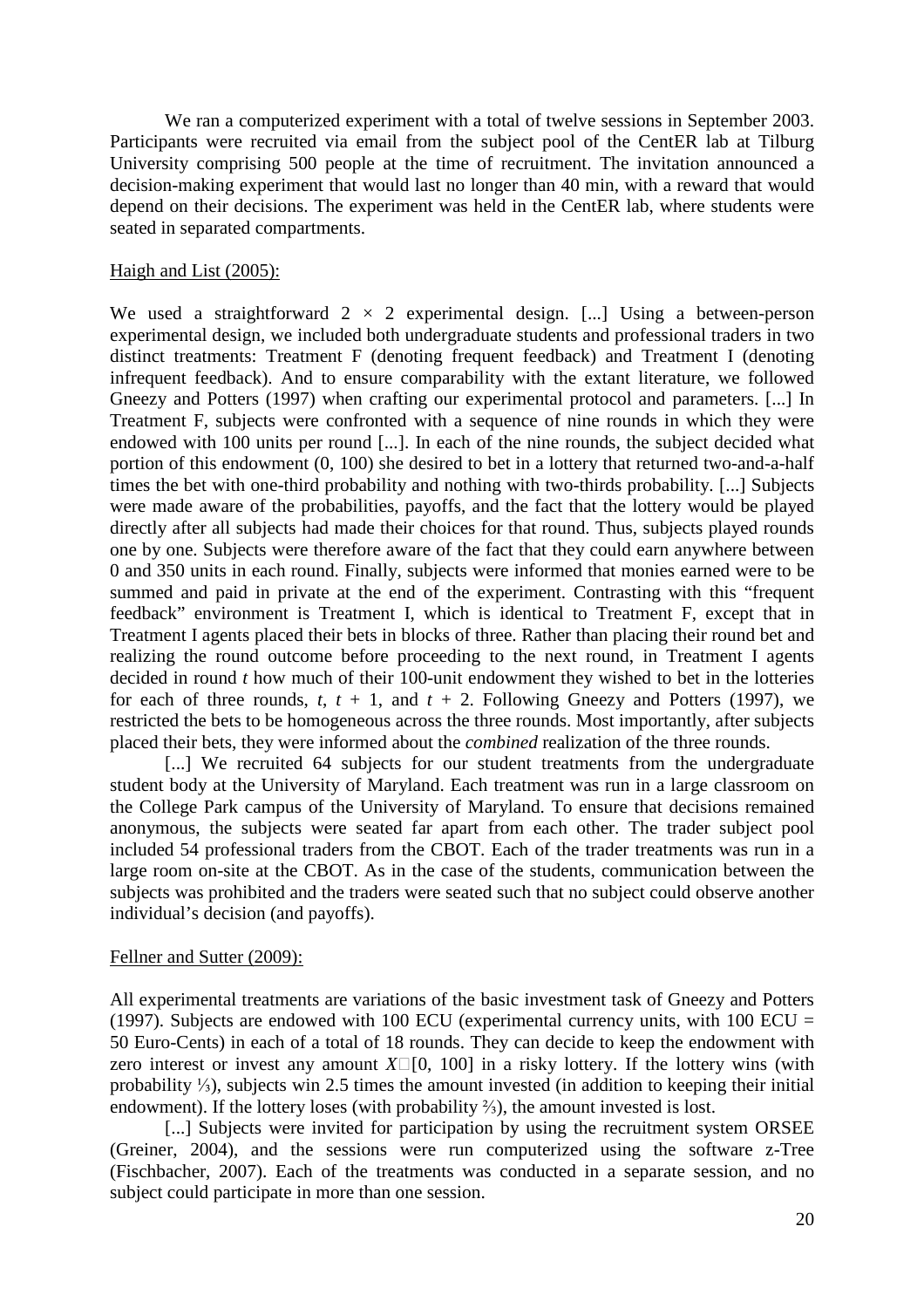We ran a computerized experiment with a total of twelve sessions in September 2003. Participants were recruited via email from the subject pool of the CentER lab at Tilburg University comprising 500 people at the time of recruitment. The invitation announced a decision-making experiment that would last no longer than 40 min, with a reward that would depend on their decisions. The experiment was held in the CentER lab, where students were seated in separated compartments.

Haigh and List (2005):

We used a straightforward $2 \times 2$ experimental design. [...] Using a between-person experimental design, we included both undergraduate students and professional traders in two distinct treatments: Treatment F (denoting frequent feedback) and Treatment I (denoting infrequent feedback). And to ensure comparability with the extant literature, we followed Gneezy and Potters (1997) when crafting our experimental protocol and parameters. [...] In Treatment F, subjects were confronted with a sequence of nine rounds in which they were endowed with 100 units per round [...]. In each of the nine rounds, the subject decided what portion of this endowment (0, 100) she desired to bet in a lottery that returned two-and-a-half times the bet with one-third probability and nothing with two-thirds probability. [...] Subjects were made aware of the probabilities, payoffs, and the fact that the lottery would be played directly after all subjects had made their choices for that round. Thus, subjects played rounds one by one. Subjects were therefore aware of the fact that they could earn anywhere between 0 and 350 units in each round. Finally, subjects were informed that monies earned were to be summed and paid in private at the end of the experiment. Contrasting with this "frequent feedback" environment is Treatment I, which is identical to Treatment F, except that in Treatment I agents placed their bets in blocks of three. Rather than placing their round bet and realizing the round outcome before proceeding to the next round, in Treatment I agents decided in round $t$ how much of their 100-unit endowment they wished to bet in the lotteries for each of three rounds, $t$, $t + 1$, and $t + 2$. Following Gneezy and Potters (1997), we restricted the bets to be homogeneous across the three rounds. Most importantly, after subjects placed their bets, they were informed about the *combined* realization of the three rounds.

[...] We recruited 64 subjects for our student treatments from the undergraduate student body at the University of Maryland. Each treatment was run in a large classroom on the College Park campus of the University of Maryland. To ensure that decisions remained anonymous, the subjects were seated far apart from each other. The trader subject pool included 54 professional traders from the CBOT. Each of the trader treatments was run in a large room on-site at the CBOT. As in the case of the students, communication between the subjects was prohibited and the traders were seated such that no subject could observe another individual's decision (and payoffs).

Fellner and Sutter (2009):

All experimental treatments are variations of the basic investment task of Gneezy and Potters (1997). Subjects are endowed with 100 ECU (experimental currency units, with 100 ECU = 50 Euro-Cents) in each of a total of 18 rounds. They can decide to keep the endowment with zero interest or invest any amount $X \in [0, 100]$ in a risky lottery. If the lottery wins (with probability ⅓), subjects win 2.5 times the amount invested (in addition to keeping their initial endowment). If the lottery loses (with probability ⅔), the amount invested is lost.

[...] Subjects were invited for participation by using the recruitment system ORSEE (Greiner, 2004), and the sessions were run computerized using the software z-Tree (Fischbacher, 2007). Each of the treatments was conducted in a separate session, and no subject could participate in more than one session.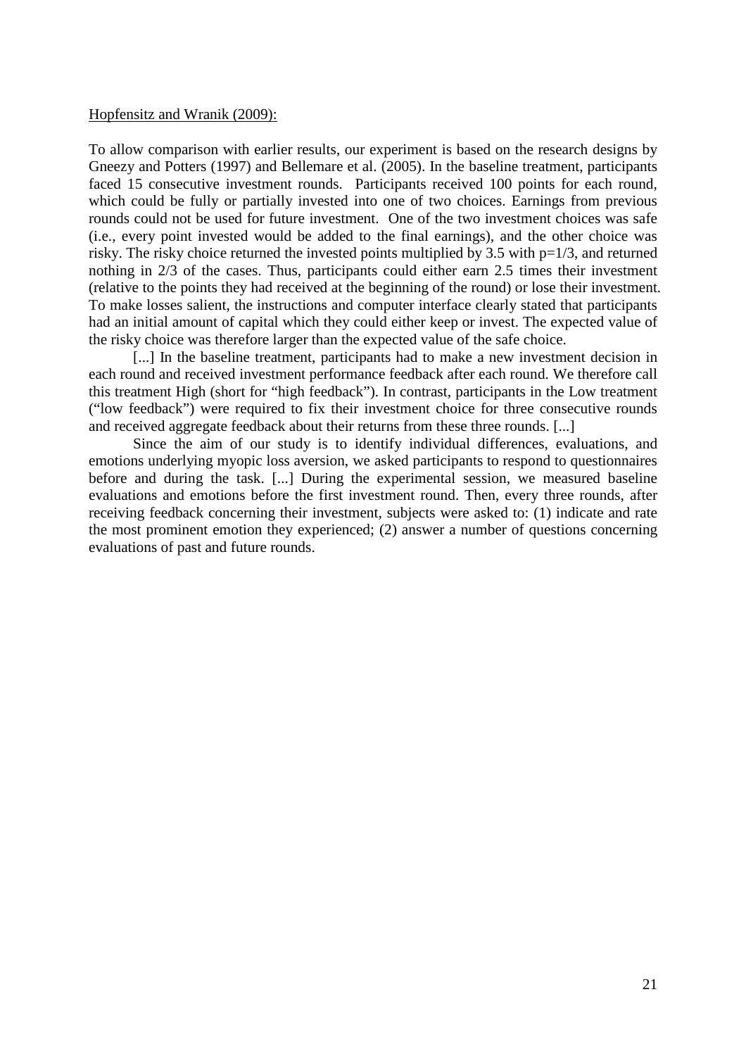Hopfensitz and Wranik (2009):

To allow comparison with earlier results, our experiment is based on the research designs by Gneezy and Potters (1997) and Bellemare et al. (2005). In the baseline treatment, participants faced 15 consecutive investment rounds. Participants received 100 points for each round, which could be fully or partially invested into one of two choices. Earnings from previous rounds could not be used for future investment. One of the two investment choices was safe (i.e., every point invested would be added to the final earnings), and the other choice was risky. The risky choice returned the invested points multiplied by 3.5 with $p=1/3$, and returned nothing in 2/3 of the cases. Thus, participants could either earn 2.5 times their investment (relative to the points they had received at the beginning of the round) or lose their investment. To make losses salient, the instructions and computer interface clearly stated that participants had an initial amount of capital which they could either keep or invest. The expected value of the risky choice was therefore larger than the expected value of the safe choice.

[...] In the baseline treatment, participants had to make a new investment decision in each round and received investment performance feedback after each round. We therefore call this treatment High (short for "high feedback"). In contrast, participants in the Low treatment ("low feedback") were required to fix their investment choice for three consecutive rounds and received aggregate feedback about their returns from these three rounds. [...]

Since the aim of our study is to identify individual differences, evaluations, and emotions underlying myopic loss aversion, we asked participants to respond to questionnaires before and during the task. [...] During the experimental session, we measured baseline evaluations and emotions before the first investment round. Then, every three rounds, after receiving feedback concerning their investment, subjects were asked to: (1) indicate and rate the most prominent emotion they experienced; (2) answer a number of questions concerning evaluations of past and future rounds.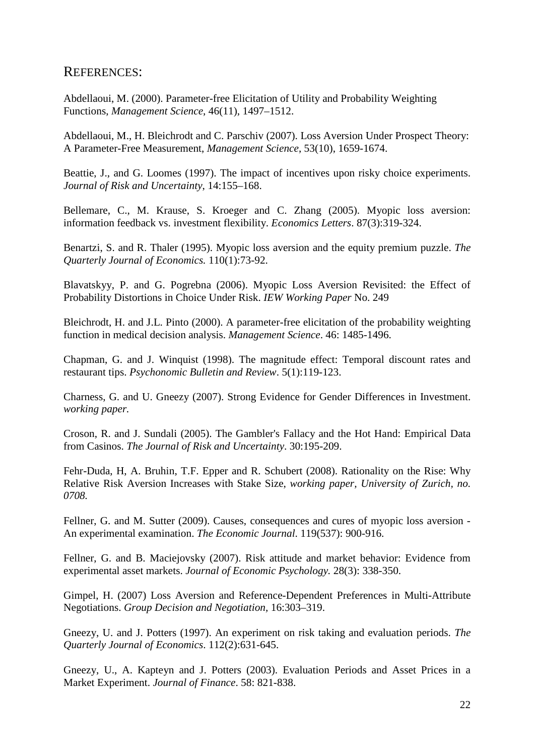## REFERENCES:

Abdellaoui, M. (2000). Parameter-free Elicitation of Utility and Probability Weighting Functions, *Management Science*, 46(11), 1497–1512.

Abdellaoui, M., H. Bleichrodt and C. Parschiv (2007). Loss Aversion Under Prospect Theory: A Parameter-Free Measurement, *Management Science*, 53(10), 1659-1674.

Beattie, J., and G. Loomes (1997). The impact of incentives upon risky choice experiments. *Journal of Risk and Uncertainty*, 14:155–168.

Bellemare, C., M. Krause, S. Kroeger and C. Zhang (2005). Myopic loss aversion: information feedback vs. investment flexibility. *Economics Letters*. 87(3):319-324.

Benartzi, S. and R. Thaler (1995). Myopic loss aversion and the equity premium puzzle. *The Quarterly Journal of Economics.* 110(1):73-92.

Blavatskyy, P. and G. Pogrebna (2006). Myopic Loss Aversion Revisited: the Effect of Probability Distortions in Choice Under Risk. *IEW Working Paper* No. 249

Bleichrodt, H. and J.L. Pinto (2000). A parameter-free elicitation of the probability weighting function in medical decision analysis. *Management Science*. 46: 1485-1496.

Chapman, G. and J. Winquist (1998). The magnitude effect: Temporal discount rates and restaurant tips. *Psychonomic Bulletin and Review*. 5(1):119-123.

Charness, G. and U. Gneezy (2007). Strong Evidence for Gender Differences in Investment. *working paper.*

Croson, R. and J. Sundali (2005). The Gambler's Fallacy and the Hot Hand: Empirical Data from Casinos. *The Journal of Risk and Uncertainty*. 30:195-209.

Fehr-Duda, H, A. Bruhin, T.F. Epper and R. Schubert (2008). Rationality on the Rise: Why Relative Risk Aversion Increases with Stake Size, *working paper, University of Zurich, no. 0708.*

Fellner, G. and M. Sutter (2009). Causes, consequences and cures of myopic loss aversion - An experimental examination. *The Economic Journal*. 119(537): 900-916.

Fellner, G. and B. Maciejovsky (2007). Risk attitude and market behavior: Evidence from experimental asset markets. *Journal of Economic Psychology.* 28(3): 338-350.

Gimpel, H. (2007) Loss Aversion and Reference-Dependent Preferences in Multi-Attribute Negotiations. *Group Decision and Negotiation*, 16:303–319.

Gneezy, U. and J. Potters (1997). An experiment on risk taking and evaluation periods. *The Quarterly Journal of Economics*. 112(2):631-645.

Gneezy, U., A. Kapteyn and J. Potters (2003). Evaluation Periods and Asset Prices in a Market Experiment. *Journal of Finance*. 58: 821-838.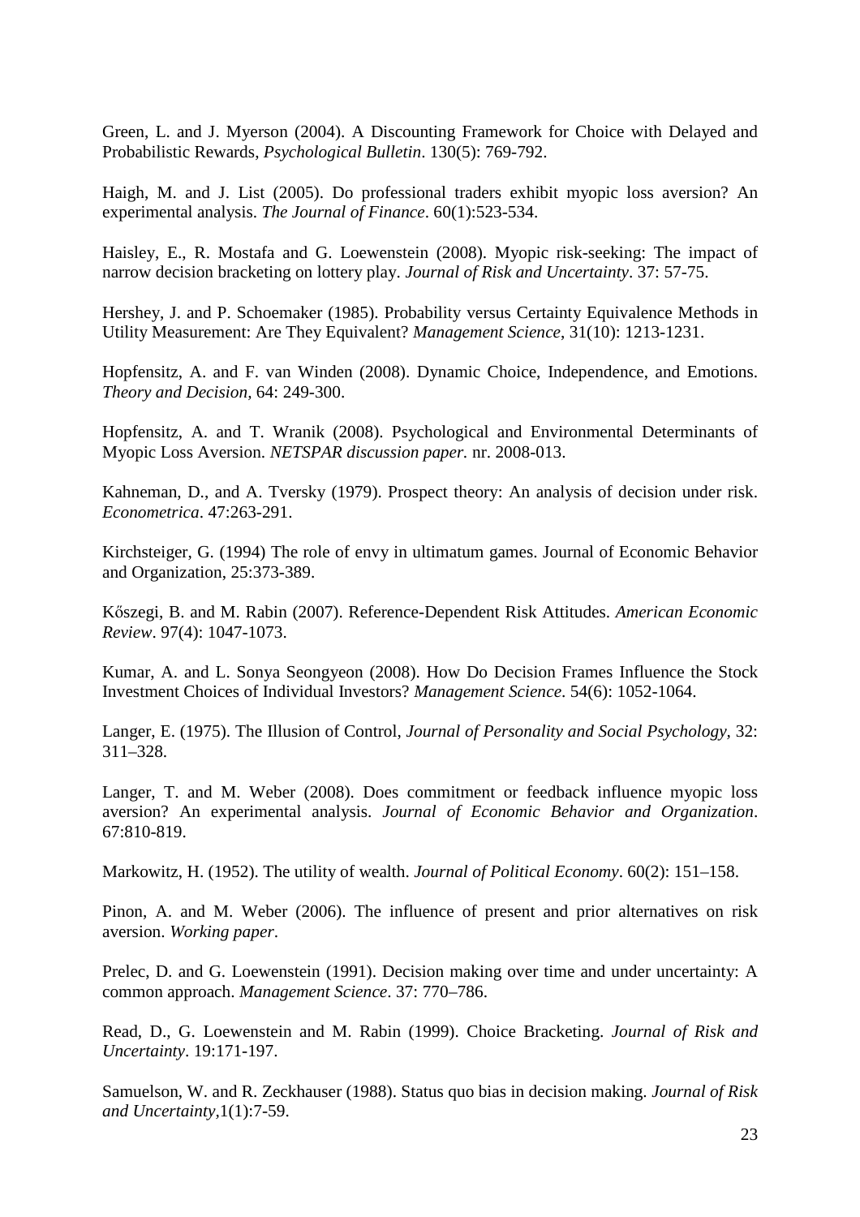Green, L. and J. Myerson (2004). A Discounting Framework for Choice with Delayed and Probabilistic Rewards, *Psychological Bulletin*. 130(5): 769-792.

Haigh, M. and J. List (2005). Do professional traders exhibit myopic loss aversion? An experimental analysis. *The Journal of Finance*. 60(1):523-534.

Haisley, E., R. Mostafa and G. Loewenstein (2008). Myopic risk-seeking: The impact of narrow decision bracketing on lottery play. *Journal of Risk and Uncertainty*. 37: 57-75.

Hershey, J. and P. Schoemaker (1985). Probability versus Certainty Equivalence Methods in Utility Measurement: Are They Equivalent? *Management Science*, 31(10): 1213-1231.

Hopfensitz, A. and F. van Winden (2008). Dynamic Choice, Independence, and Emotions. *Theory and Decision*, 64: 249-300.

Hopfensitz, A. and T. Wranik (2008). Psychological and Environmental Determinants of Myopic Loss Aversion. *NETSPAR discussion paper.* nr. 2008-013.

Kahneman, D., and A. Tversky (1979). Prospect theory: An analysis of decision under risk. *Econometrica*. 47:263-291.

Kirchsteiger, G. (1994) The role of envy in ultimatum games. Journal of Economic Behavior and Organization, 25:373-389.

Kőszegi, B. and M. Rabin (2007). Reference-Dependent Risk Attitudes. *American Economic Review*. 97(4): 1047-1073.

Kumar, A. and L. Sonya Seongyeon (2008). How Do Decision Frames Influence the Stock Investment Choices of Individual Investors? *Management Science*. 54(6): 1052-1064.

Langer, E. (1975). The Illusion of Control, *Journal of Personality and Social Psychology*, 32: 311–328.

Langer, T. and M. Weber (2008). Does commitment or feedback influence myopic loss aversion? An experimental analysis. *Journal of Economic Behavior and Organization*. 67:810-819.

Markowitz, H. (1952). The utility of wealth. *Journal of Political Economy*. 60(2): 151–158.

Pinon, A. and M. Weber (2006). The influence of present and prior alternatives on risk aversion. *Working paper*.

Prelec, D. and G. Loewenstein (1991). Decision making over time and under uncertainty: A common approach. *Management Science*. 37: 770–786.

Read, D., G. Loewenstein and M. Rabin (1999). Choice Bracketing. *Journal of Risk and Uncertainty*. 19:171-197.

Samuelson, W. and R. Zeckhauser (1988). Status quo bias in decision making. *Journal of Risk and Uncertainty*,1(1):7-59.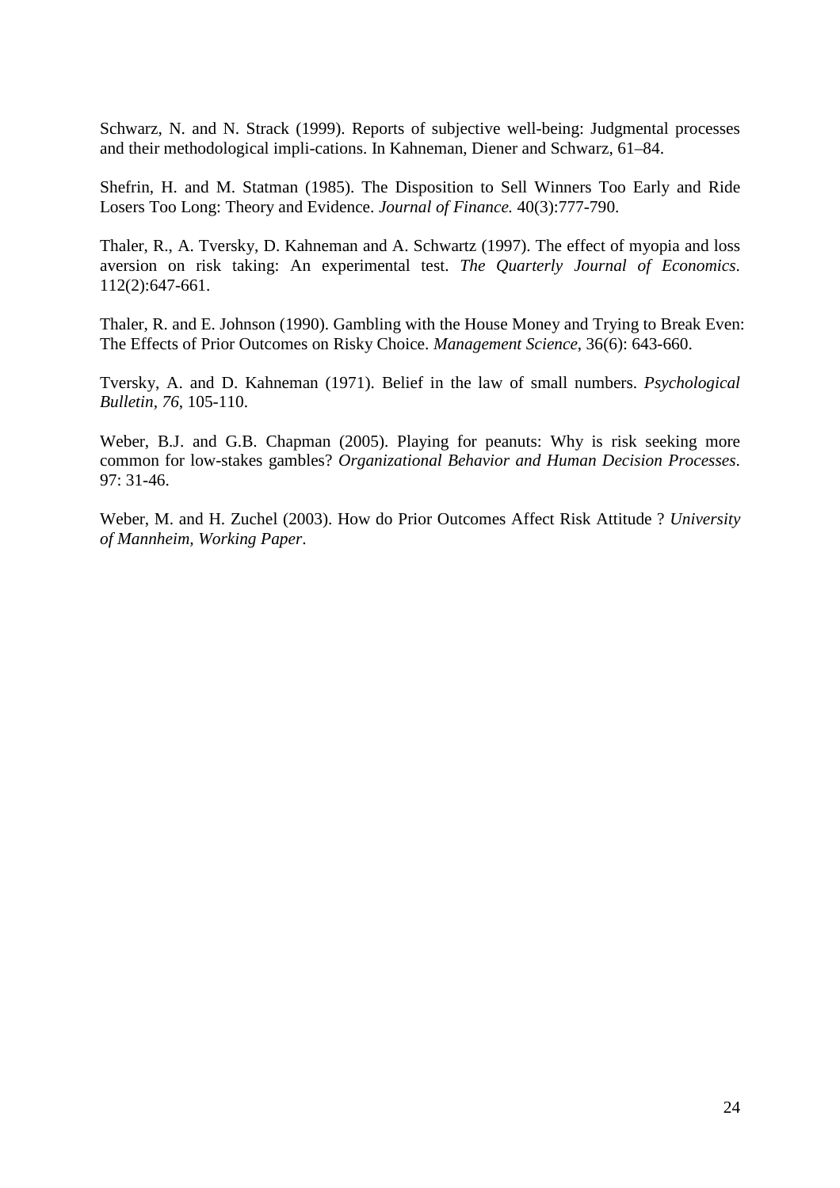Schwarz, N. and N. Strack (1999). Reports of subjective well-being: Judgmental processes and their methodological impli-cations. In Kahneman, Diener and Schwarz, 61–84.

Shefrin, H. and M. Statman (1985). The Disposition to Sell Winners Too Early and Ride Losers Too Long: Theory and Evidence. *Journal of Finance.* 40(3):777-790.

Thaler, R., A. Tversky, D. Kahneman and A. Schwartz (1997). The effect of myopia and loss aversion on risk taking: An experimental test. *The Quarterly Journal of Economics*. 112(2):647-661.

Thaler, R. and E. Johnson (1990). Gambling with the House Money and Trying to Break Even: The Effects of Prior Outcomes on Risky Choice. *Management Science*, 36(6): 643-660.

Tversky, A. and D. Kahneman (1971). Belief in the law of small numbers. *Psychological Bulletin*, *76*, 105-110.

Weber, B.J. and G.B. Chapman (2005). Playing for peanuts: Why is risk seeking more common for low-stakes gambles? *Organizational Behavior and Human Decision Processes*. 97: 31-46.

Weber, M. and H. Zuchel (2003). How do Prior Outcomes Affect Risk Attitude ? *University of Mannheim, Working Paper*.